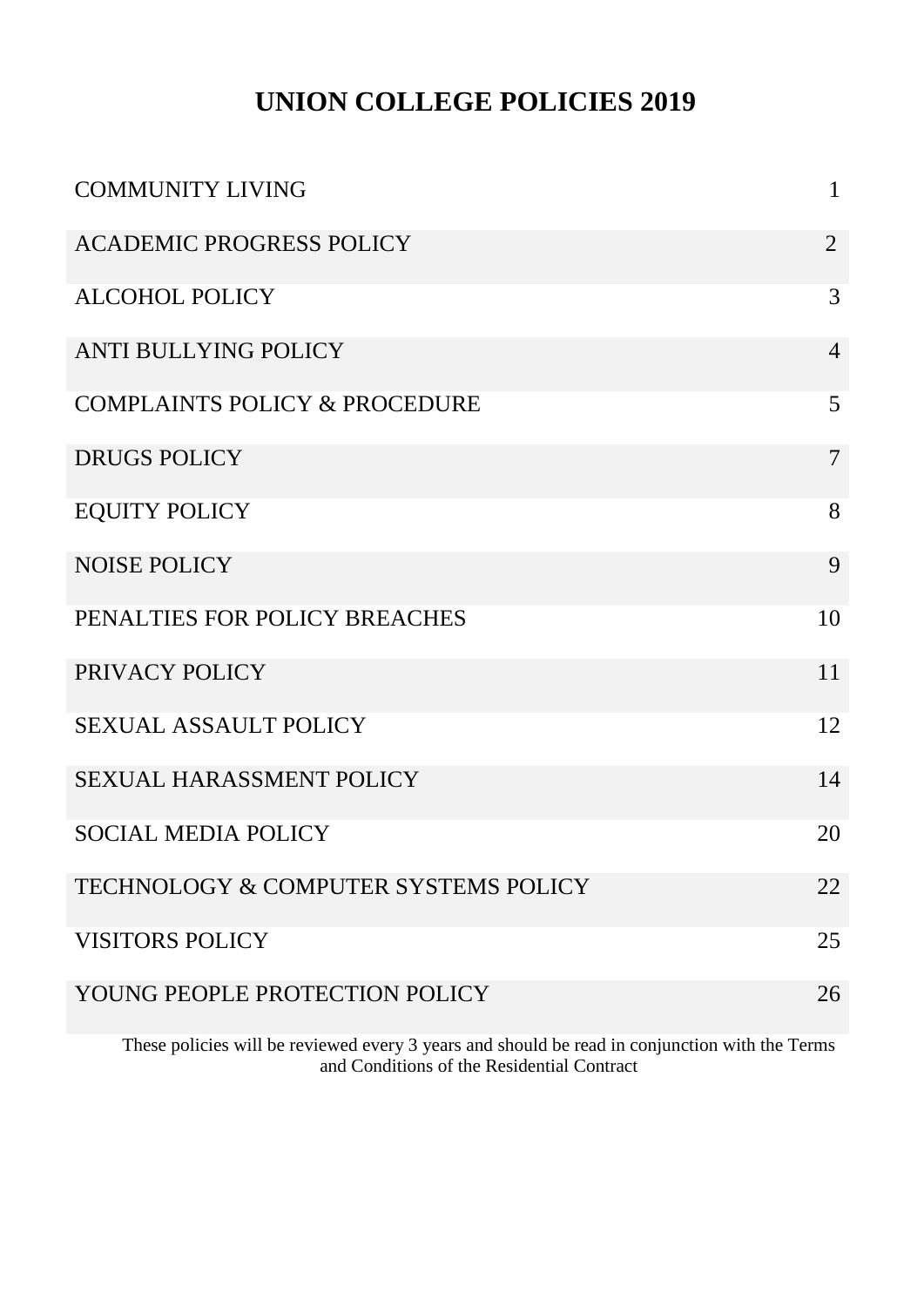# UNION COLLEGE POLICIES 2019

| | |
|---|---|
| COMMUNITY LIVING | 1 |
| ACADEMIC PROGRESS POLICY | 2 |
| ALCOHOL POLICY | 3 |
| ANTI BULLYING POLICY | 4 |
| COMPLAINTS POLICY & PROCEDURE | 5 |
| DRUGS POLICY | 7 |
| EQUITY POLICY | 8 |
| NOISE POLICY | 9 |
| PENALTIES FOR POLICY BREACHES | 10 |
| PRIVACY POLICY | 11 |
| SEXUAL ASSAULT POLICY | 12 |
| SEXUAL HARASSMENT POLICY | 14 |
| SOCIAL MEDIA POLICY | 20 |
| TECHNOLOGY & COMPUTER SYSTEMS POLICY | 22 |
| VISITORS POLICY | 25 |
| YOUNG PEOPLE PROTECTION POLICY | 26 |

These policies will be reviewed every 3 years and should be read in conjunction with the Terms and Conditions of the Residential Contract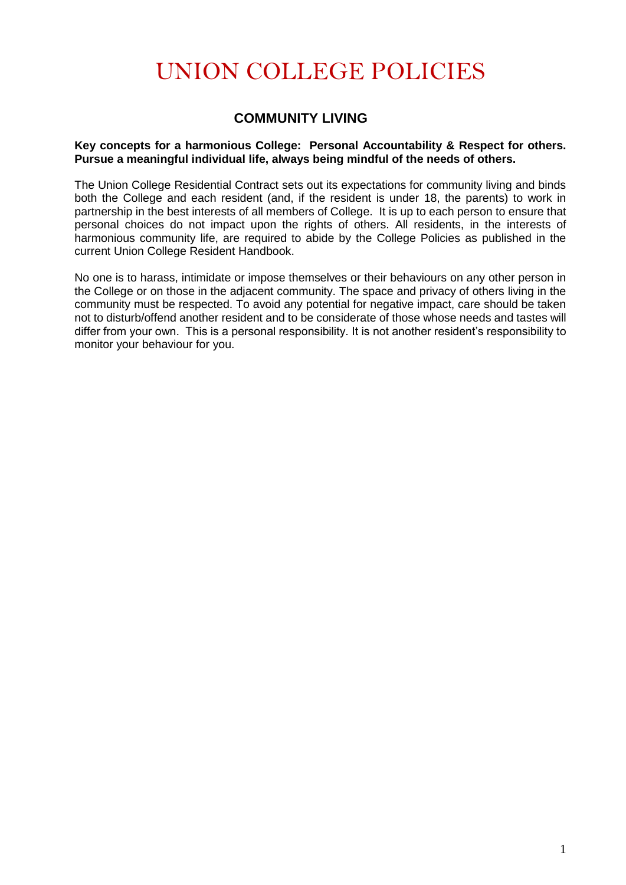# UNION COLLEGE POLICIES

## COMMUNITY LIVING

**Key concepts for a harmonious College: Personal Accountability & Respect for others. Pursue a meaningful individual life, always being mindful of the needs of others.**

The Union College Residential Contract sets out its expectations for community living and binds both the College and each resident (and, if the resident is under 18, the parents) to work in partnership in the best interests of all members of College. It is up to each person to ensure that personal choices do not impact upon the rights of others. All residents, in the interests of harmonious community life, are required to abide by the College Policies as published in the current Union College Resident Handbook.

No one is to harass, intimidate or impose themselves or their behaviours on any other person in the College or on those in the adjacent community. The space and privacy of others living in the community must be respected. To avoid any potential for negative impact, care should be taken not to disturb/offend another resident and to be considerate of those whose needs and tastes will differ from your own. This is a personal responsibility. It is not another resident's responsibility to monitor your behaviour for you.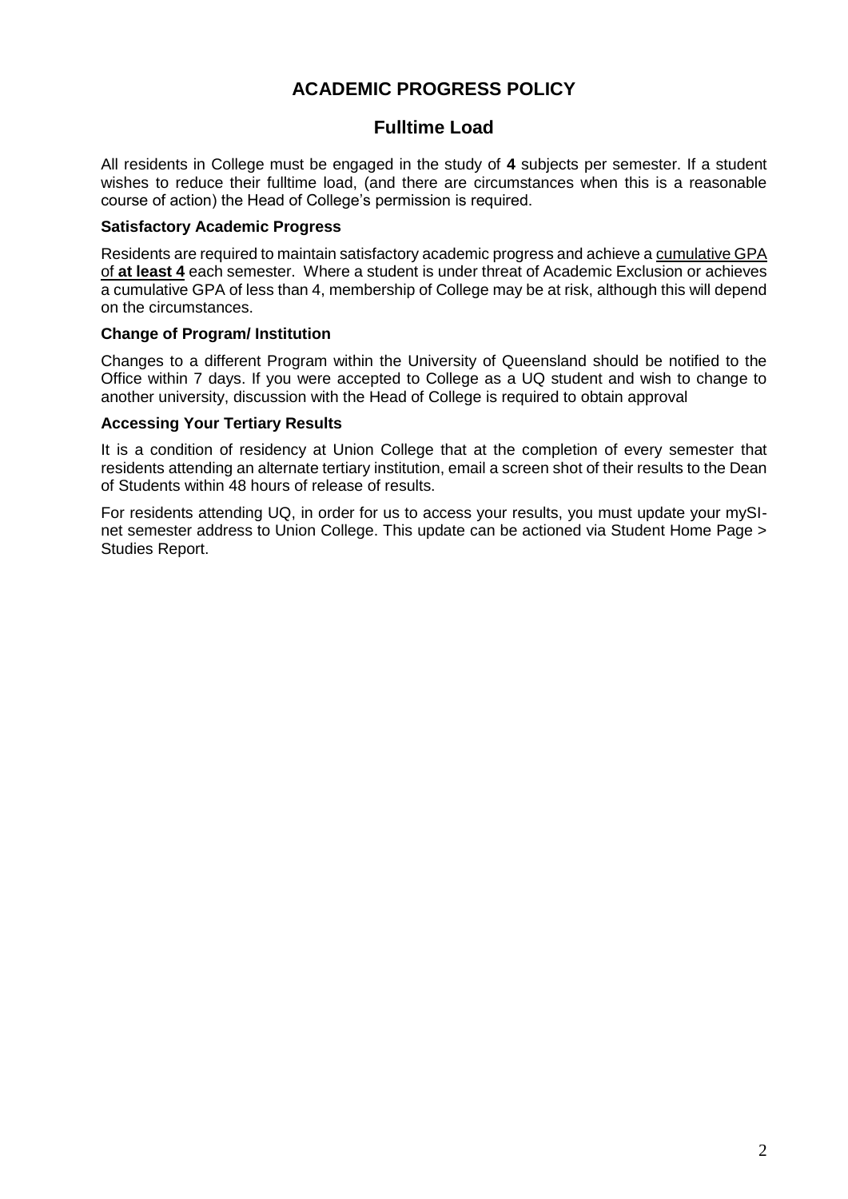# ACADEMIC PROGRESS POLICY

## Fulltime Load

All residents in College must be engaged in the study of **4** subjects per semester. If a student wishes to reduce their fulltime load, (and there are circumstances when this is a reasonable course of action) the Head of College's permission is required.

### Satisfactory Academic Progress

Residents are required to maintain satisfactory academic progress and achieve a cumulative GPA of **at least 4** each semester. Where a student is under threat of Academic Exclusion or achieves a cumulative GPA of less than 4, membership of College may be at risk, although this will depend on the circumstances.

### Change of Program/ Institution

Changes to a different Program within the University of Queensland should be notified to the Office within 7 days. If you were accepted to College as a UQ student and wish to change to another university, discussion with the Head of College is required to obtain approval

### Accessing Your Tertiary Results

It is a condition of residency at Union College that at the completion of every semester that residents attending an alternate tertiary institution, email a screen shot of their results to the Dean of Students within 48 hours of release of results.

For residents attending UQ, in order for us to access your results, you must update your mySI-net semester address to Union College. This update can be actioned via Student Home Page > Studies Report.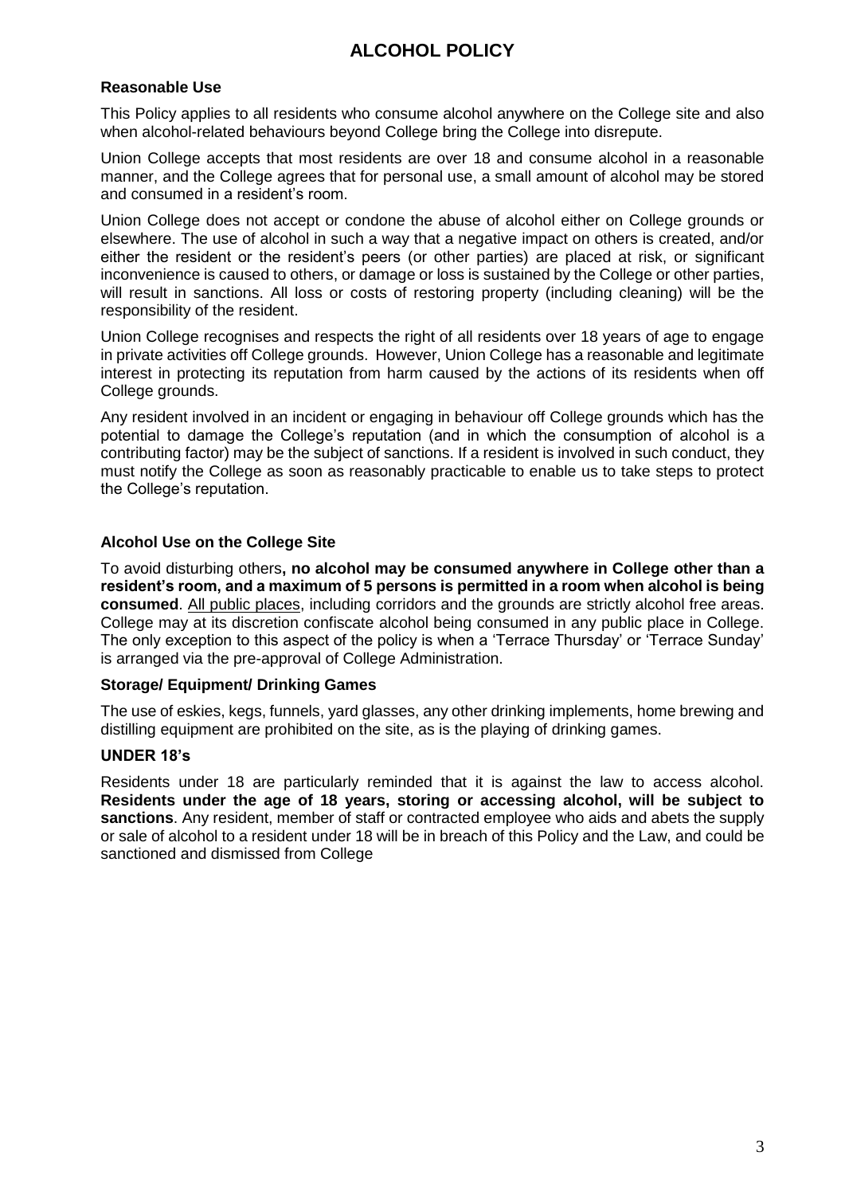# ALCOHOL POLICY

### Reasonable Use

This Policy applies to all residents who consume alcohol anywhere on the College site and also when alcohol-related behaviours beyond College bring the College into disrepute.

Union College accepts that most residents are over 18 and consume alcohol in a reasonable manner, and the College agrees that for personal use, a small amount of alcohol may be stored and consumed in a resident's room.

Union College does not accept or condone the abuse of alcohol either on College grounds or elsewhere. The use of alcohol in such a way that a negative impact on others is created, and/or either the resident or the resident's peers (or other parties) are placed at risk, or significant inconvenience is caused to others, or damage or loss is sustained by the College or other parties, will result in sanctions. All loss or costs of restoring property (including cleaning) will be the responsibility of the resident.

Union College recognises and respects the right of all residents over 18 years of age to engage in private activities off College grounds. However, Union College has a reasonable and legitimate interest in protecting its reputation from harm caused by the actions of its residents when off College grounds.

Any resident involved in an incident or engaging in behaviour off College grounds which has the potential to damage the College's reputation (and in which the consumption of alcohol is a contributing factor) may be the subject of sanctions. If a resident is involved in such conduct, they must notify the College as soon as reasonably practicable to enable us to take steps to protect the College's reputation.

### Alcohol Use on the College Site

To avoid disturbing others**, no alcohol may be consumed anywhere in College other than a resident's room, and a maximum of 5 persons is permitted in a room when alcohol is being consumed**. All public places, including corridors and the grounds are strictly alcohol free areas. College may at its discretion confiscate alcohol being consumed in any public place in College. The only exception to this aspect of the policy is when a 'Terrace Thursday' or 'Terrace Sunday' is arranged via the pre-approval of College Administration.

### Storage/ Equipment/ Drinking Games

The use of eskies, kegs, funnels, yard glasses, any other drinking implements, home brewing and distilling equipment are prohibited on the site, as is the playing of drinking games.

### UNDER 18's

Residents under 18 are particularly reminded that it is against the law to access alcohol. **Residents under the age of 18 years, storing or accessing alcohol, will be subject to sanctions**. Any resident, member of staff or contracted employee who aids and abets the supply or sale of alcohol to a resident under 18 will be in breach of this Policy and the Law, and could be sanctioned and dismissed from College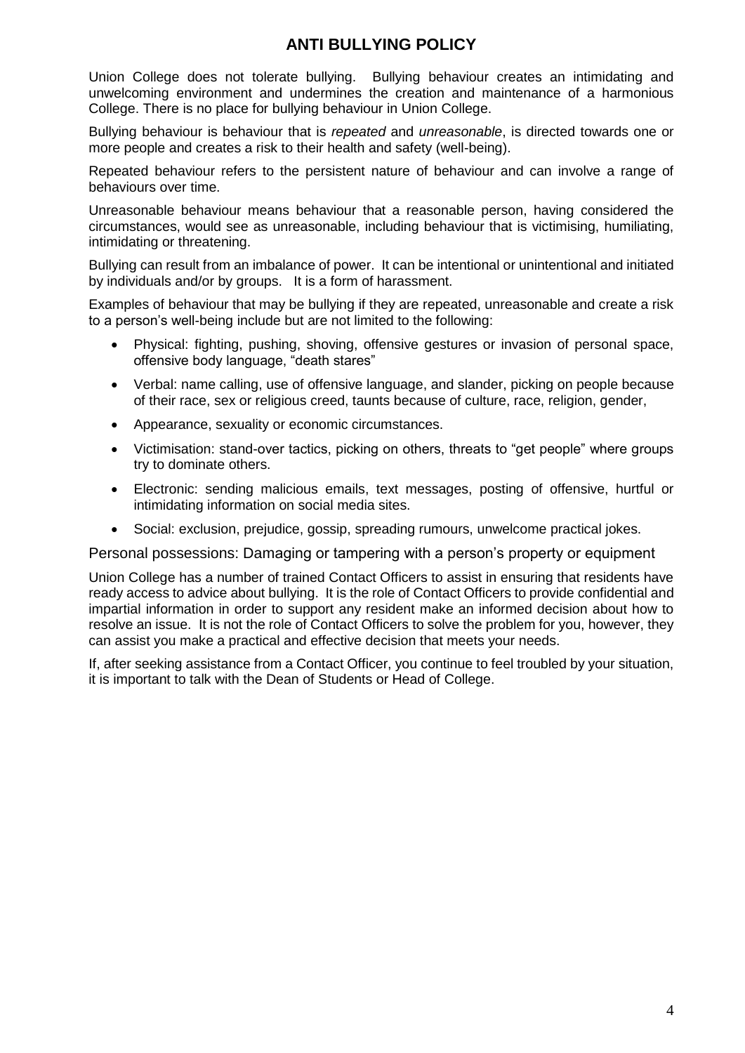# ANTI BULLYING POLICY

Union College does not tolerate bullying. Bullying behaviour creates an intimidating and unwelcoming environment and undermines the creation and maintenance of a harmonious College. There is no place for bullying behaviour in Union College.

Bullying behaviour is behaviour that is *repeated* and *unreasonable*, is directed towards one or more people and creates a risk to their health and safety (well-being).

Repeated behaviour refers to the persistent nature of behaviour and can involve a range of behaviours over time.

Unreasonable behaviour means behaviour that a reasonable person, having considered the circumstances, would see as unreasonable, including behaviour that is victimising, humiliating, intimidating or threatening.

Bullying can result from an imbalance of power. It can be intentional or unintentional and initiated by individuals and/or by groups. It is a form of harassment.

Examples of behaviour that may be bullying if they are repeated, unreasonable and create a risk to a person's well-being include but are not limited to the following:

- Physical: fighting, pushing, shoving, offensive gestures or invasion of personal space, offensive body language, "death stares"
- Verbal: name calling, use of offensive language, and slander, picking on people because of their race, sex or religious creed, taunts because of culture, race, religion, gender,
- Appearance, sexuality or economic circumstances.
- Victimisation: stand-over tactics, picking on others, threats to "get people" where groups try to dominate others.
- Electronic: sending malicious emails, text messages, posting of offensive, hurtful or intimidating information on social media sites.
- Social: exclusion, prejudice, gossip, spreading rumours, unwelcome practical jokes.

Personal possessions: Damaging or tampering with a person's property or equipment

Union College has a number of trained Contact Officers to assist in ensuring that residents have ready access to advice about bullying. It is the role of Contact Officers to provide confidential and impartial information in order to support any resident make an informed decision about how to resolve an issue. It is not the role of Contact Officers to solve the problem for you, however, they can assist you make a practical and effective decision that meets your needs.

If, after seeking assistance from a Contact Officer, you continue to feel troubled by your situation, it is important to talk with the Dean of Students or Head of College.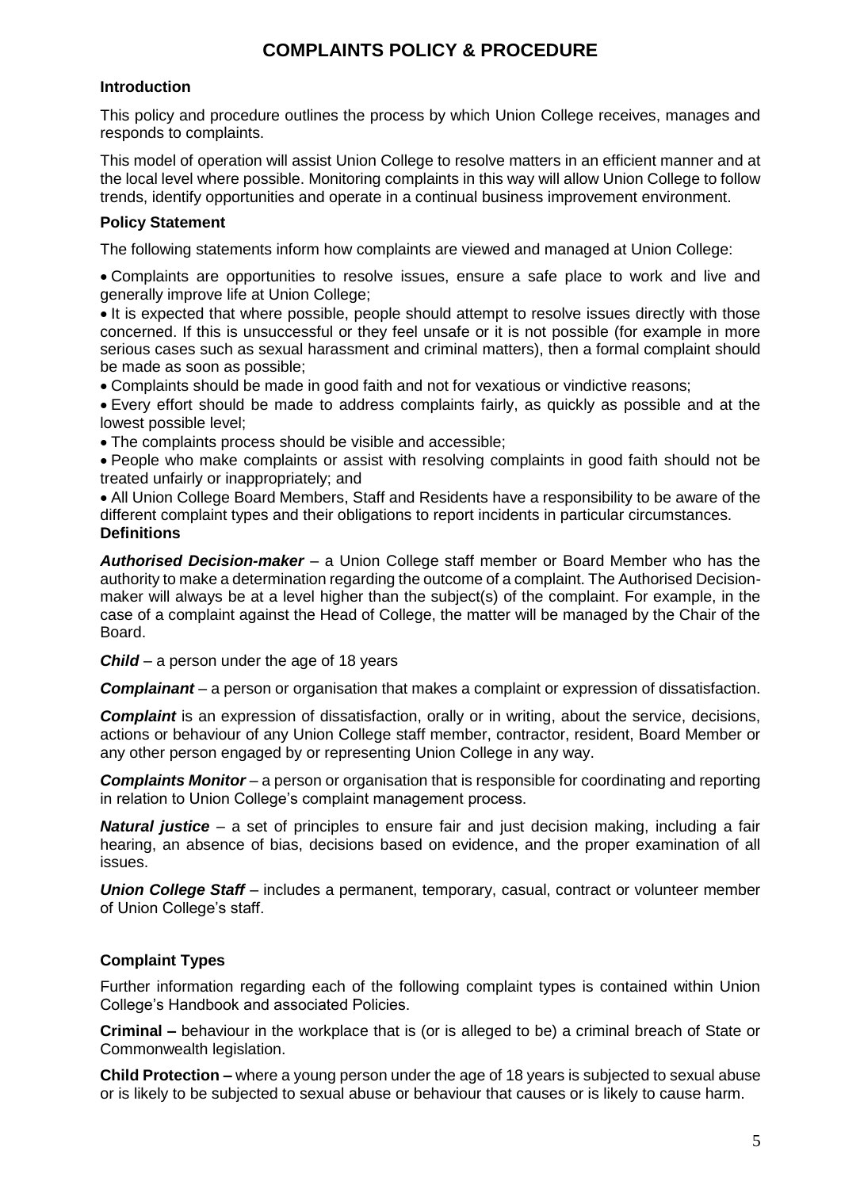# COMPLAINTS POLICY & PROCEDURE

### Introduction

This policy and procedure outlines the process by which Union College receives, manages and responds to complaints.

This model of operation will assist Union College to resolve matters in an efficient manner and at the local level where possible. Monitoring complaints in this way will allow Union College to follow trends, identify opportunities and operate in a continual business improvement environment.

### Policy Statement

The following statements inform how complaints are viewed and managed at Union College:

- Complaints are opportunities to resolve issues, ensure a safe place to work and live and generally improve life at Union College;
- It is expected that where possible, people should attempt to resolve issues directly with those concerned. If this is unsuccessful or they feel unsafe or it is not possible (for example in more serious cases such as sexual harassment and criminal matters), then a formal complaint should be made as soon as possible;
- Complaints should be made in good faith and not for vexatious or vindictive reasons;
- Every effort should be made to address complaints fairly, as quickly as possible and at the lowest possible level;
- The complaints process should be visible and accessible;
- People who make complaints or assist with resolving complaints in good faith should not be treated unfairly or inappropriately; and
- All Union College Board Members, Staff and Residents have a responsibility to be aware of the different complaint types and their obligations to report incidents in particular circumstances.

### Definitions

***Authorised Decision-maker*** – a Union College staff member or Board Member who has the authority to make a determination regarding the outcome of a complaint. The Authorised Decision-maker will always be at a level higher than the subject(s) of the complaint. For example, in the case of a complaint against the Head of College, the matter will be managed by the Chair of the Board.

***Child*** – a person under the age of 18 years

***Complainant*** – a person or organisation that makes a complaint or expression of dissatisfaction.

***Complaint*** is an expression of dissatisfaction, orally or in writing, about the service, decisions, actions or behaviour of any Union College staff member, contractor, resident, Board Member or any other person engaged by or representing Union College in any way.

***Complaints Monitor*** – a person or organisation that is responsible for coordinating and reporting in relation to Union College's complaint management process.

***Natural justice*** – a set of principles to ensure fair and just decision making, including a fair hearing, an absence of bias, decisions based on evidence, and the proper examination of all issues.

***Union College Staff*** – includes a permanent, temporary, casual, contract or volunteer member of Union College's staff.

### Complaint Types

Further information regarding each of the following complaint types is contained within Union College's Handbook and associated Policies.

**Criminal –** behaviour in the workplace that is (or is alleged to be) a criminal breach of State or Commonwealth legislation.

**Child Protection –** where a young person under the age of 18 years is subjected to sexual abuse or is likely to be subjected to sexual abuse or behaviour that causes or is likely to cause harm.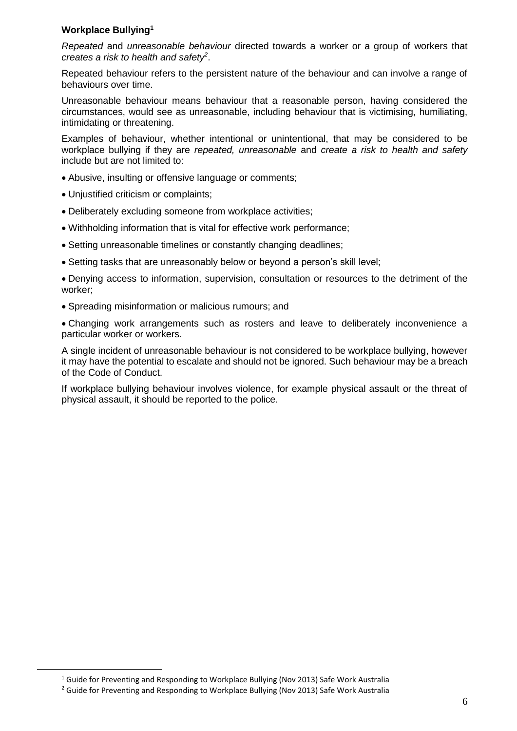**Workplace Bullying[1]**

*Repeated* and *unreasonable behaviour* directed towards a worker or a group of workers that *creates a risk to health and safety*[2].

Repeated behaviour refers to the persistent nature of the behaviour and can involve a range of behaviours over time.

Unreasonable behaviour means behaviour that a reasonable person, having considered the circumstances, would see as unreasonable, including behaviour that is victimising, humiliating, intimidating or threatening.

Examples of behaviour, whether intentional or unintentional, that may be considered to be workplace bullying if they are *repeated, unreasonable* and *create a risk to health and safety* include but are not limited to:

- Abusive, insulting or offensive language or comments;
- Unjustified criticism or complaints;
- Deliberately excluding someone from workplace activities;
- Withholding information that is vital for effective work performance;
- Setting unreasonable timelines or constantly changing deadlines;
- Setting tasks that are unreasonably below or beyond a person's skill level;
- Denying access to information, supervision, consultation or resources to the detriment of the worker;
- Spreading misinformation or malicious rumours; and
- Changing work arrangements such as rosters and leave to deliberately inconvenience a particular worker or workers.

A single incident of unreasonable behaviour is not considered to be workplace bullying, however it may have the potential to escalate and should not be ignored. Such behaviour may be a breach of the Code of Conduct.

If workplace bullying behaviour involves violence, for example physical assault or the threat of physical assault, it should be reported to the police.

---

[1] Guide for Preventing and Responding to Workplace Bullying (Nov 2013) Safe Work Australia

[2] Guide for Preventing and Responding to Workplace Bullying (Nov 2013) Safe Work Australia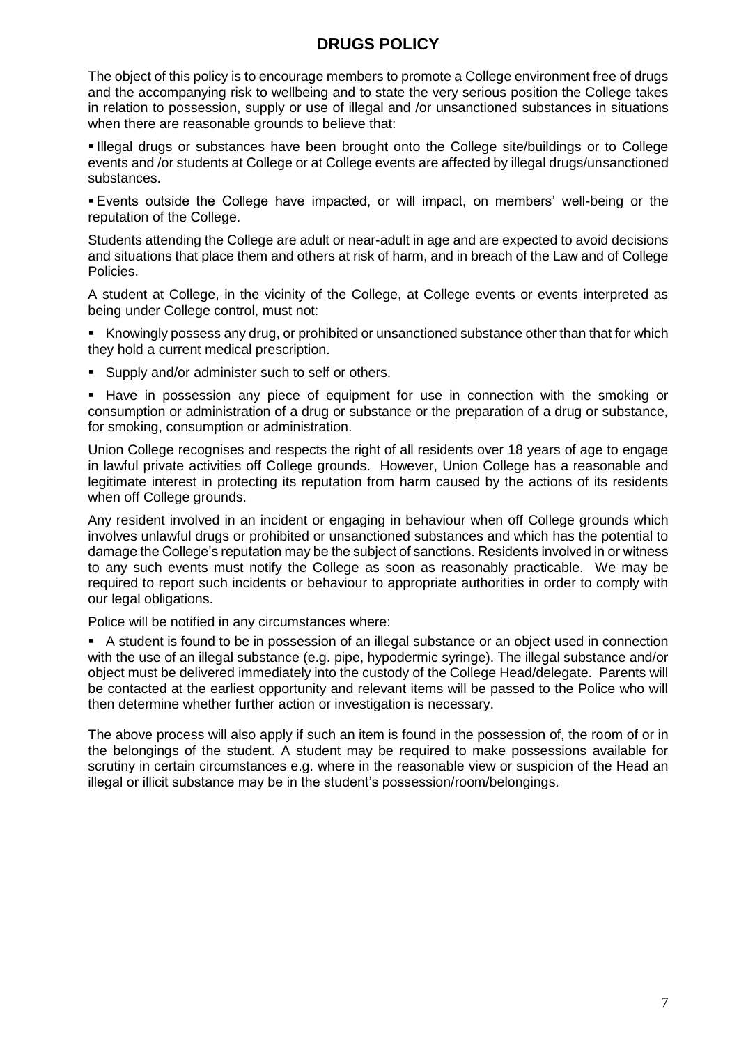# DRUGS POLICY

The object of this policy is to encourage members to promote a College environment free of drugs and the accompanying risk to wellbeing and to state the very serious position the College takes in relation to possession, supply or use of illegal and /or unsanctioned substances in situations when there are reasonable grounds to believe that:

- Illegal drugs or substances have been brought onto the College site/buildings or to College events and /or students at College or at College events are affected by illegal drugs/unsanctioned substances.
- Events outside the College have impacted, or will impact, on members' well-being or the reputation of the College.

Students attending the College are adult or near-adult in age and are expected to avoid decisions and situations that place them and others at risk of harm, and in breach of the Law and of College Policies.

A student at College, in the vicinity of the College, at College events or events interpreted as being under College control, must not:

- Knowingly possess any drug, or prohibited or unsanctioned substance other than that for which they hold a current medical prescription.
- Supply and/or administer such to self or others.
- Have in possession any piece of equipment for use in connection with the smoking or consumption or administration of a drug or substance or the preparation of a drug or substance, for smoking, consumption or administration.

Union College recognises and respects the right of all residents over 18 years of age to engage in lawful private activities off College grounds. However, Union College has a reasonable and legitimate interest in protecting its reputation from harm caused by the actions of its residents when off College grounds.

Any resident involved in an incident or engaging in behaviour when off College grounds which involves unlawful drugs or prohibited or unsanctioned substances and which has the potential to damage the College's reputation may be the subject of sanctions. Residents involved in or witness to any such events must notify the College as soon as reasonably practicable. We may be required to report such incidents or behaviour to appropriate authorities in order to comply with our legal obligations.

Police will be notified in any circumstances where:

- A student is found to be in possession of an illegal substance or an object used in connection with the use of an illegal substance (e.g. pipe, hypodermic syringe). The illegal substance and/or object must be delivered immediately into the custody of the College Head/delegate. Parents will be contacted at the earliest opportunity and relevant items will be passed to the Police who will then determine whether further action or investigation is necessary.

The above process will also apply if such an item is found in the possession of, the room of or in the belongings of the student. A student may be required to make possessions available for scrutiny in certain circumstances e.g. where in the reasonable view or suspicion of the Head an illegal or illicit substance may be in the student's possession/room/belongings.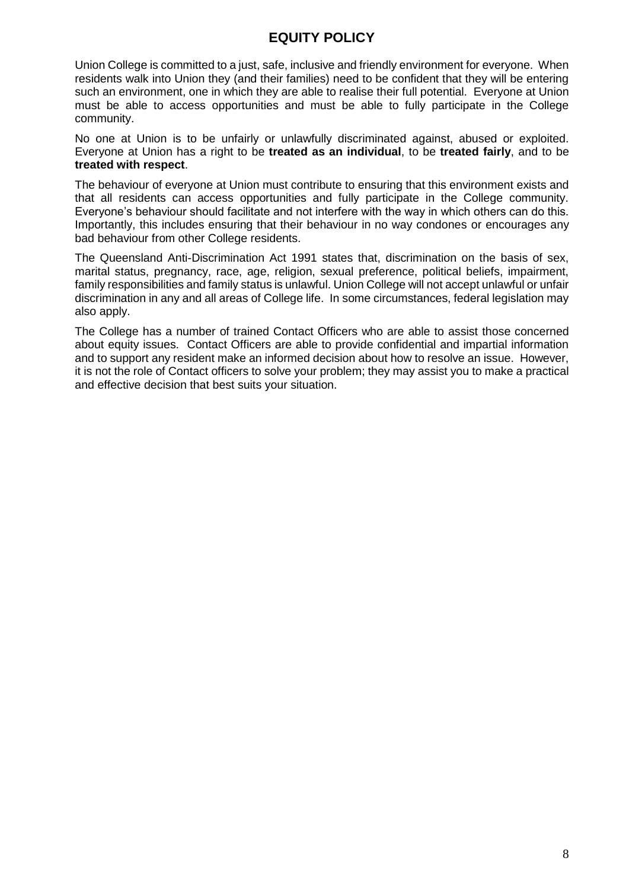# EQUITY POLICY

Union College is committed to a just, safe, inclusive and friendly environment for everyone. When residents walk into Union they (and their families) need to be confident that they will be entering such an environment, one in which they are able to realise their full potential. Everyone at Union must be able to access opportunities and must be able to fully participate in the College community.

No one at Union is to be unfairly or unlawfully discriminated against, abused or exploited. Everyone at Union has a right to be **treated as an individual**, to be **treated fairly**, and to be **treated with respect**.

The behaviour of everyone at Union must contribute to ensuring that this environment exists and that all residents can access opportunities and fully participate in the College community. Everyone's behaviour should facilitate and not interfere with the way in which others can do this. Importantly, this includes ensuring that their behaviour in no way condones or encourages any bad behaviour from other College residents.

The Queensland Anti-Discrimination Act 1991 states that, discrimination on the basis of sex, marital status, pregnancy, race, age, religion, sexual preference, political beliefs, impairment, family responsibilities and family status is unlawful. Union College will not accept unlawful or unfair discrimination in any and all areas of College life. In some circumstances, federal legislation may also apply.

The College has a number of trained Contact Officers who are able to assist those concerned about equity issues. Contact Officers are able to provide confidential and impartial information and to support any resident make an informed decision about how to resolve an issue. However, it is not the role of Contact officers to solve your problem; they may assist you to make a practical and effective decision that best suits your situation.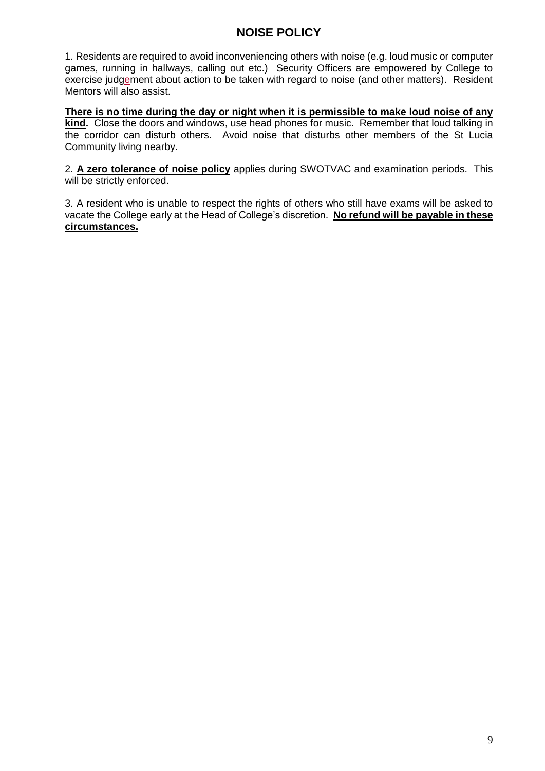## NOISE POLICY

1. Residents are required to avoid inconveniencing others with noise (e.g. loud music or computer games, running in hallways, calling out etc.) Security Officers are empowered by College to exercise judgement about action to be taken with regard to noise (and other matters). Resident Mentors will also assist.

**There is no time during the day or night when it is permissible to make loud noise of any kind.** Close the doors and windows, use head phones for music. Remember that loud talking in the corridor can disturb others. Avoid noise that disturbs other members of the St Lucia Community living nearby.

2. **A zero tolerance of noise policy** applies during SWOTVAC and examination periods. This will be strictly enforced.

3. A resident who is unable to respect the rights of others who still have exams will be asked to vacate the College early at the Head of College's discretion. **No refund will be payable in these circumstances.**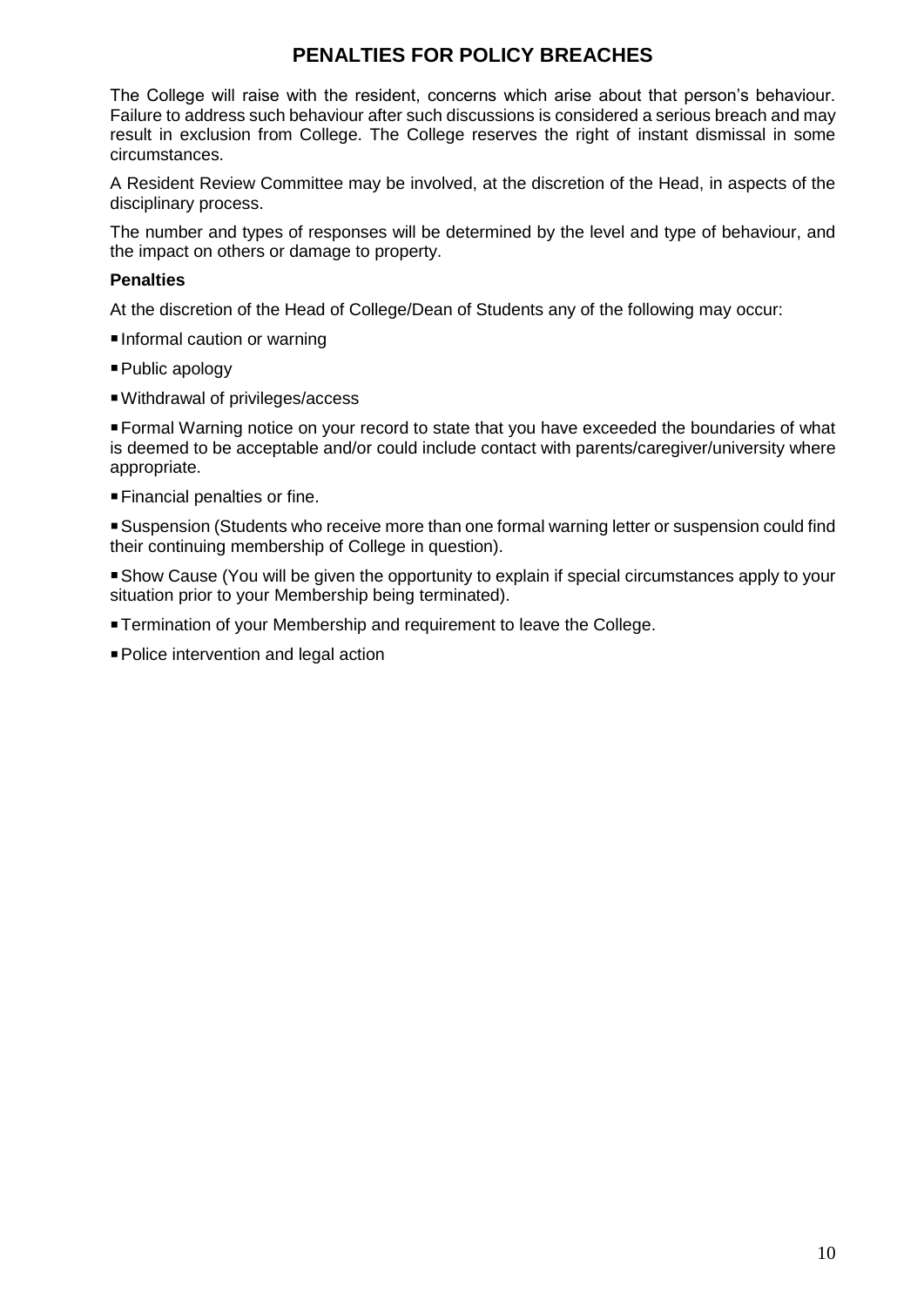# PENALTIES FOR POLICY BREACHES

The College will raise with the resident, concerns which arise about that person's behaviour. Failure to address such behaviour after such discussions is considered a serious breach and may result in exclusion from College. The College reserves the right of instant dismissal in some circumstances.

A Resident Review Committee may be involved, at the discretion of the Head, in aspects of the disciplinary process.

The number and types of responses will be determined by the level and type of behaviour, and the impact on others or damage to property.

**Penalties**

At the discretion of the Head of College/Dean of Students any of the following may occur:

- Informal caution or warning
- Public apology
- Withdrawal of privileges/access
- Formal Warning notice on your record to state that you have exceeded the boundaries of what is deemed to be acceptable and/or could include contact with parents/caregiver/university where appropriate.
- Financial penalties or fine.
- Suspension (Students who receive more than one formal warning letter or suspension could find their continuing membership of College in question).
- Show Cause (You will be given the opportunity to explain if special circumstances apply to your situation prior to your Membership being terminated).
- Termination of your Membership and requirement to leave the College.
- Police intervention and legal action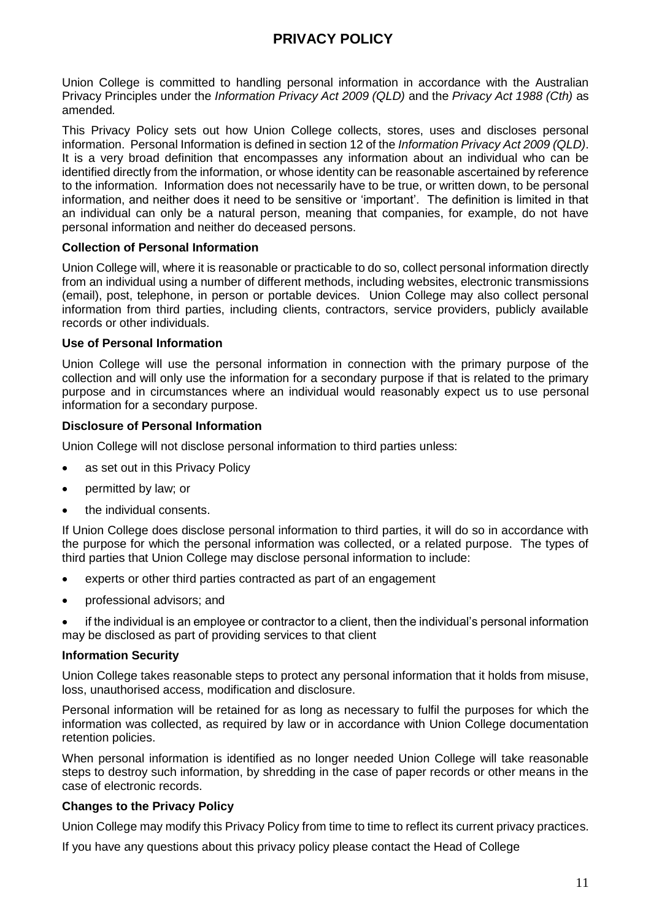# PRIVACY POLICY

Union College is committed to handling personal information in accordance with the Australian Privacy Principles under the *Information Privacy Act 2009 (QLD)* and the *Privacy Act 1988 (Cth)* as amended.

This Privacy Policy sets out how Union College collects, stores, uses and discloses personal information. Personal Information is defined in section 12 of the *Information Privacy Act 2009 (QLD)*. It is a very broad definition that encompasses any information about an individual who can be identified directly from the information, or whose identity can be reasonable ascertained by reference to the information. Information does not necessarily have to be true, or written down, to be personal information, and neither does it need to be sensitive or 'important'. The definition is limited in that an individual can only be a natural person, meaning that companies, for example, do not have personal information and neither do deceased persons.

### Collection of Personal Information

Union College will, where it is reasonable or practicable to do so, collect personal information directly from an individual using a number of different methods, including websites, electronic transmissions (email), post, telephone, in person or portable devices. Union College may also collect personal information from third parties, including clients, contractors, service providers, publicly available records or other individuals.

### Use of Personal Information

Union College will use the personal information in connection with the primary purpose of the collection and will only use the information for a secondary purpose if that is related to the primary purpose and in circumstances where an individual would reasonably expect us to use personal information for a secondary purpose.

### Disclosure of Personal Information

Union College will not disclose personal information to third parties unless:

- as set out in this Privacy Policy
- permitted by law; or
- the individual consents.

If Union College does disclose personal information to third parties, it will do so in accordance with the purpose for which the personal information was collected, or a related purpose. The types of third parties that Union College may disclose personal information to include:

- experts or other third parties contracted as part of an engagement
- professional advisors; and
- if the individual is an employee or contractor to a client, then the individual's personal information may be disclosed as part of providing services to that client

### Information Security

Union College takes reasonable steps to protect any personal information that it holds from misuse, loss, unauthorised access, modification and disclosure.

Personal information will be retained for as long as necessary to fulfil the purposes for which the information was collected, as required by law or in accordance with Union College documentation retention policies.

When personal information is identified as no longer needed Union College will take reasonable steps to destroy such information, by shredding in the case of paper records or other means in the case of electronic records.

### Changes to the Privacy Policy

Union College may modify this Privacy Policy from time to time to reflect its current privacy practices.

If you have any questions about this privacy policy please contact the Head of College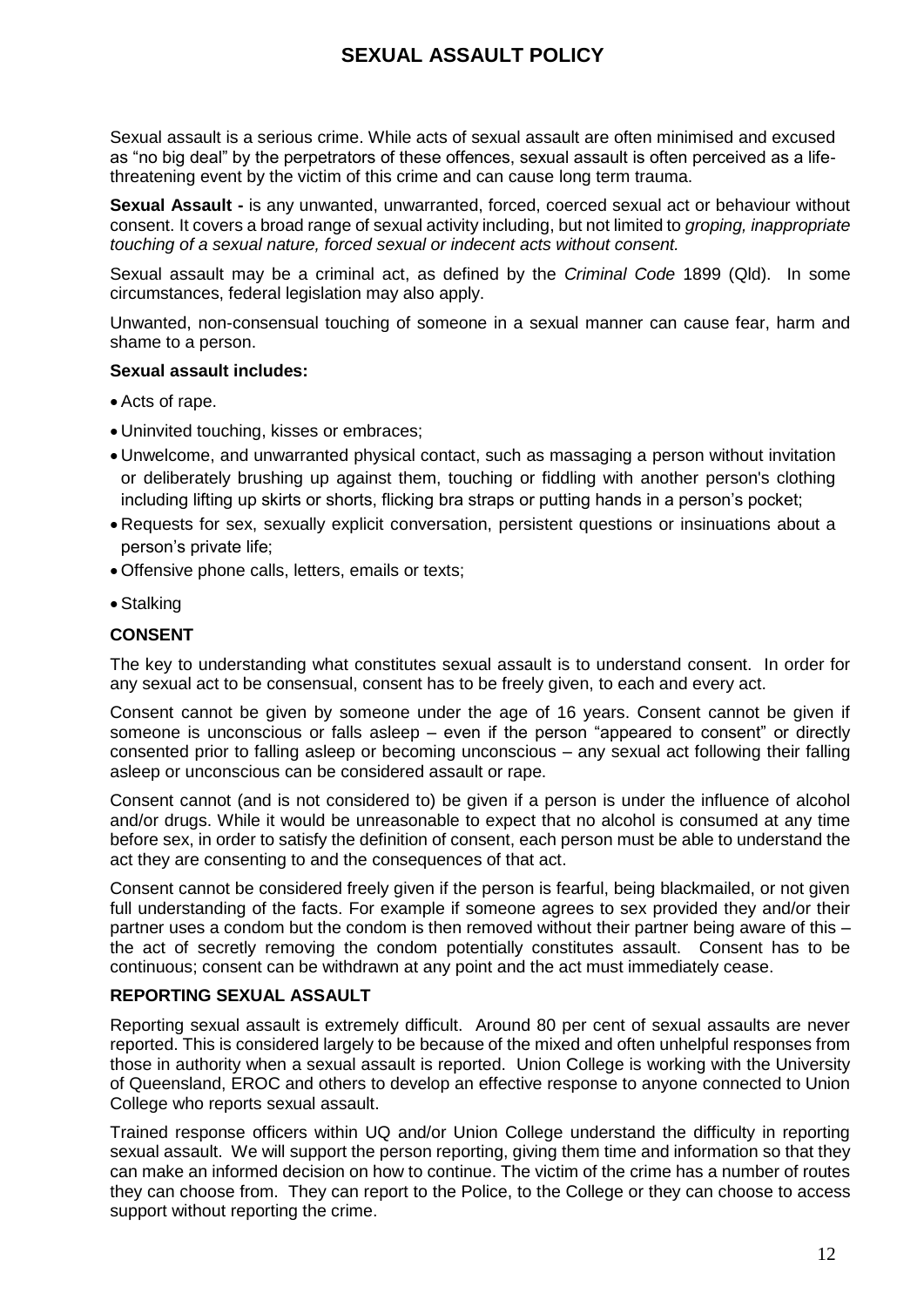# SEXUAL ASSAULT POLICY

Sexual assault is a serious crime. While acts of sexual assault are often minimised and excused as "no big deal" by the perpetrators of these offences, sexual assault is often perceived as a life-threatening event by the victim of this crime and can cause long term trauma.

**Sexual Assault -** is any unwanted, unwarranted, forced, coerced sexual act or behaviour without consent. It covers a broad range of sexual activity including, but not limited to *groping, inappropriate touching of a sexual nature, forced sexual or indecent acts without consent.*

Sexual assault may be a criminal act, as defined by the *Criminal Code* 1899 (Qld). In some circumstances, federal legislation may also apply.

Unwanted, non-consensual touching of someone in a sexual manner can cause fear, harm and shame to a person.

**Sexual assault includes:**

- Acts of rape.
- Uninvited touching, kisses or embraces;
- Unwelcome, and unwarranted physical contact, such as massaging a person without invitation or deliberately brushing up against them, touching or fiddling with another person's clothing including lifting up skirts or shorts, flicking bra straps or putting hands in a person's pocket;
- Requests for sex, sexually explicit conversation, persistent questions or insinuations about a person's private life;
- Offensive phone calls, letters, emails or texts;
- Stalking

**CONSENT**

The key to understanding what constitutes sexual assault is to understand consent. In order for any sexual act to be consensual, consent has to be freely given, to each and every act.

Consent cannot be given by someone under the age of 16 years. Consent cannot be given if someone is unconscious or falls asleep – even if the person "appeared to consent" or directly consented prior to falling asleep or becoming unconscious – any sexual act following their falling asleep or unconscious can be considered assault or rape.

Consent cannot (and is not considered to) be given if a person is under the influence of alcohol and/or drugs. While it would be unreasonable to expect that no alcohol is consumed at any time before sex, in order to satisfy the definition of consent, each person must be able to understand the act they are consenting to and the consequences of that act.

Consent cannot be considered freely given if the person is fearful, being blackmailed, or not given full understanding of the facts. For example if someone agrees to sex provided they and/or their partner uses a condom but the condom is then removed without their partner being aware of this – the act of secretly removing the condom potentially constitutes assault. Consent has to be continuous; consent can be withdrawn at any point and the act must immediately cease.

**REPORTING SEXUAL ASSAULT**

Reporting sexual assault is extremely difficult. Around 80 per cent of sexual assaults are never reported. This is considered largely to be because of the mixed and often unhelpful responses from those in authority when a sexual assault is reported. Union College is working with the University of Queensland, EROC and others to develop an effective response to anyone connected to Union College who reports sexual assault.

Trained response officers within UQ and/or Union College understand the difficulty in reporting sexual assault. We will support the person reporting, giving them time and information so that they can make an informed decision on how to continue. The victim of the crime has a number of routes they can choose from. They can report to the Police, to the College or they can choose to access support without reporting the crime.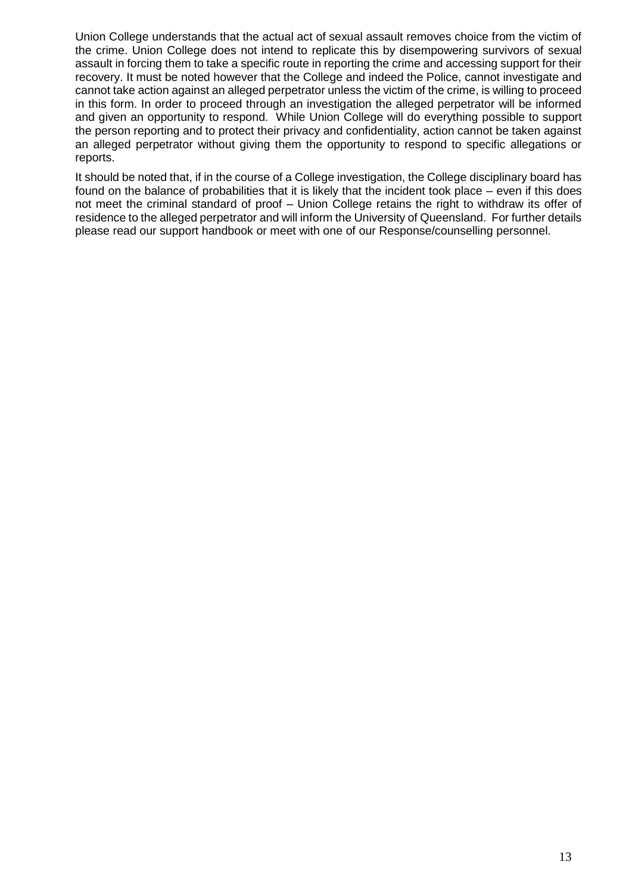Union College understands that the actual act of sexual assault removes choice from the victim of the crime. Union College does not intend to replicate this by disempowering survivors of sexual assault in forcing them to take a specific route in reporting the crime and accessing support for their recovery. It must be noted however that the College and indeed the Police, cannot investigate and cannot take action against an alleged perpetrator unless the victim of the crime, is willing to proceed in this form. In order to proceed through an investigation the alleged perpetrator will be informed and given an opportunity to respond. While Union College will do everything possible to support the person reporting and to protect their privacy and confidentiality, action cannot be taken against an alleged perpetrator without giving them the opportunity to respond to specific allegations or reports.

It should be noted that, if in the course of a College investigation, the College disciplinary board has found on the balance of probabilities that it is likely that the incident took place – even if this does not meet the criminal standard of proof – Union College retains the right to withdraw its offer of residence to the alleged perpetrator and will inform the University of Queensland. For further details please read our support handbook or meet with one of our Response/counselling personnel.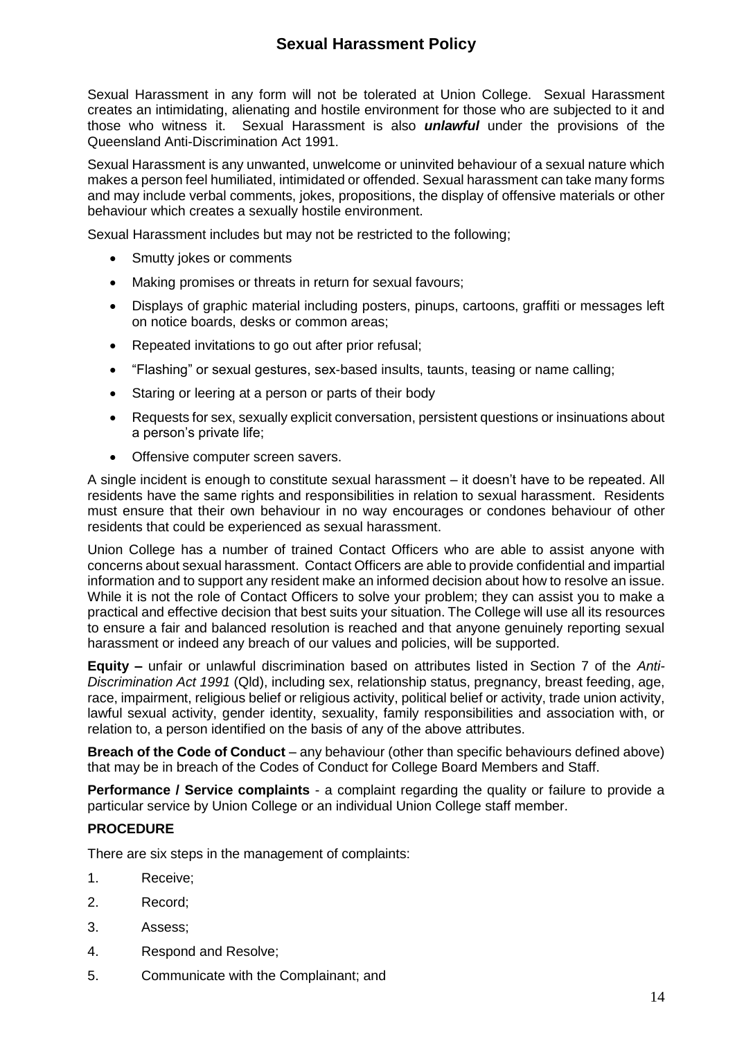# Sexual Harassment Policy

Sexual Harassment in any form will not be tolerated at Union College. Sexual Harassment creates an intimidating, alienating and hostile environment for those who are subjected to it and those who witness it. Sexual Harassment is also ***unlawful*** under the provisions of the Queensland Anti-Discrimination Act 1991.

Sexual Harassment is any unwanted, unwelcome or uninvited behaviour of a sexual nature which makes a person feel humiliated, intimidated or offended. Sexual harassment can take many forms and may include verbal comments, jokes, propositions, the display of offensive materials or other behaviour which creates a sexually hostile environment.

Sexual Harassment includes but may not be restricted to the following;

- Smutty jokes or comments
- Making promises or threats in return for sexual favours;
- Displays of graphic material including posters, pinups, cartoons, graffiti or messages left on notice boards, desks or common areas;
- Repeated invitations to go out after prior refusal;
- "Flashing" or sexual gestures, sex-based insults, taunts, teasing or name calling;
- Staring or leering at a person or parts of their body
- Requests for sex, sexually explicit conversation, persistent questions or insinuations about a person's private life;
- Offensive computer screen savers.

A single incident is enough to constitute sexual harassment – it doesn't have to be repeated. All residents have the same rights and responsibilities in relation to sexual harassment. Residents must ensure that their own behaviour in no way encourages or condones behaviour of other residents that could be experienced as sexual harassment.

Union College has a number of trained Contact Officers who are able to assist anyone with concerns about sexual harassment. Contact Officers are able to provide confidential and impartial information and to support any resident make an informed decision about how to resolve an issue. While it is not the role of Contact Officers to solve your problem; they can assist you to make a practical and effective decision that best suits your situation. The College will use all its resources to ensure a fair and balanced resolution is reached and that anyone genuinely reporting sexual harassment or indeed any breach of our values and policies, will be supported.

**Equity –** unfair or unlawful discrimination based on attributes listed in Section 7 of the *Anti-Discrimination Act 1991* (Qld), including sex, relationship status, pregnancy, breast feeding, age, race, impairment, religious belief or religious activity, political belief or activity, trade union activity, lawful sexual activity, gender identity, sexuality, family responsibilities and association with, or relation to, a person identified on the basis of any of the above attributes.

**Breach of the Code of Conduct** – any behaviour (other than specific behaviours defined above) that may be in breach of the Codes of Conduct for College Board Members and Staff.

**Performance / Service complaints** - a complaint regarding the quality or failure to provide a particular service by Union College or an individual Union College staff member.

**PROCEDURE**

There are six steps in the management of complaints:

1. Receive;
2. Record;
3. Assess;
4. Respond and Resolve;
5. Communicate with the Complainant; and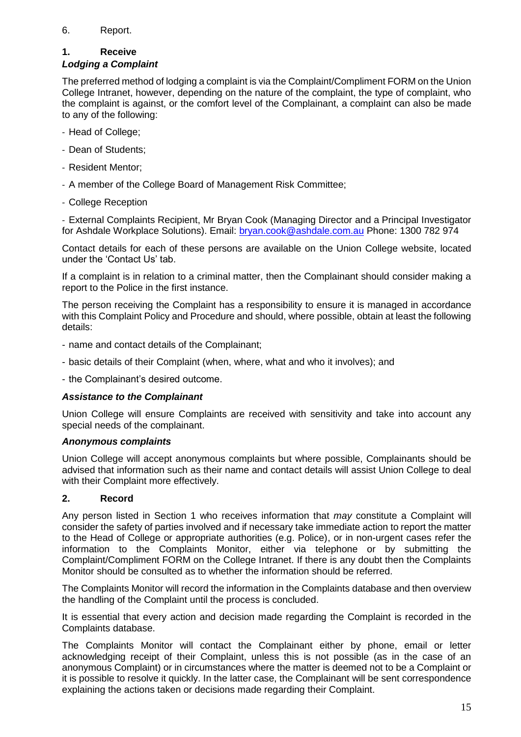6. Report.

## 1. Receive

### *Lodging a Complaint*

The preferred method of lodging a complaint is via the Complaint/Compliment FORM on the Union College Intranet, however, depending on the nature of the complaint, the type of complaint, who the complaint is against, or the comfort level of the Complainant, a complaint can also be made to any of the following:

- Head of College;
- Dean of Students;
- Resident Mentor;
- A member of the College Board of Management Risk Committee;
- College Reception
- External Complaints Recipient, Mr Bryan Cook (Managing Director and a Principal Investigator for Ashdale Workplace Solutions). Email: bryan.cook@ashdale.com.au Phone: 1300 782 974

Contact details for each of these persons are available on the Union College website, located under the 'Contact Us' tab.

If a complaint is in relation to a criminal matter, then the Complainant should consider making a report to the Police in the first instance.

The person receiving the Complaint has a responsibility to ensure it is managed in accordance with this Complaint Policy and Procedure and should, where possible, obtain at least the following details:

- name and contact details of the Complainant;
- basic details of their Complaint (when, where, what and who it involves); and
- the Complainant's desired outcome.

### *Assistance to the Complainant*

Union College will ensure Complaints are received with sensitivity and take into account any special needs of the complainant.

### *Anonymous complaints*

Union College will accept anonymous complaints but where possible, Complainants should be advised that information such as their name and contact details will assist Union College to deal with their Complaint more effectively.

## 2. Record

Any person listed in Section 1 who receives information that *may* constitute a Complaint will consider the safety of parties involved and if necessary take immediate action to report the matter to the Head of College or appropriate authorities (e.g. Police), or in non-urgent cases refer the information to the Complaints Monitor, either via telephone or by submitting the Complaint/Compliment FORM on the College Intranet. If there is any doubt then the Complaints Monitor should be consulted as to whether the information should be referred.

The Complaints Monitor will record the information in the Complaints database and then overview the handling of the Complaint until the process is concluded.

It is essential that every action and decision made regarding the Complaint is recorded in the Complaints database.

The Complaints Monitor will contact the Complainant either by phone, email or letter acknowledging receipt of their Complaint, unless this is not possible (as in the case of an anonymous Complaint) or in circumstances where the matter is deemed not to be a Complaint or it is possible to resolve it quickly. In the latter case, the Complainant will be sent correspondence explaining the actions taken or decisions made regarding their Complaint.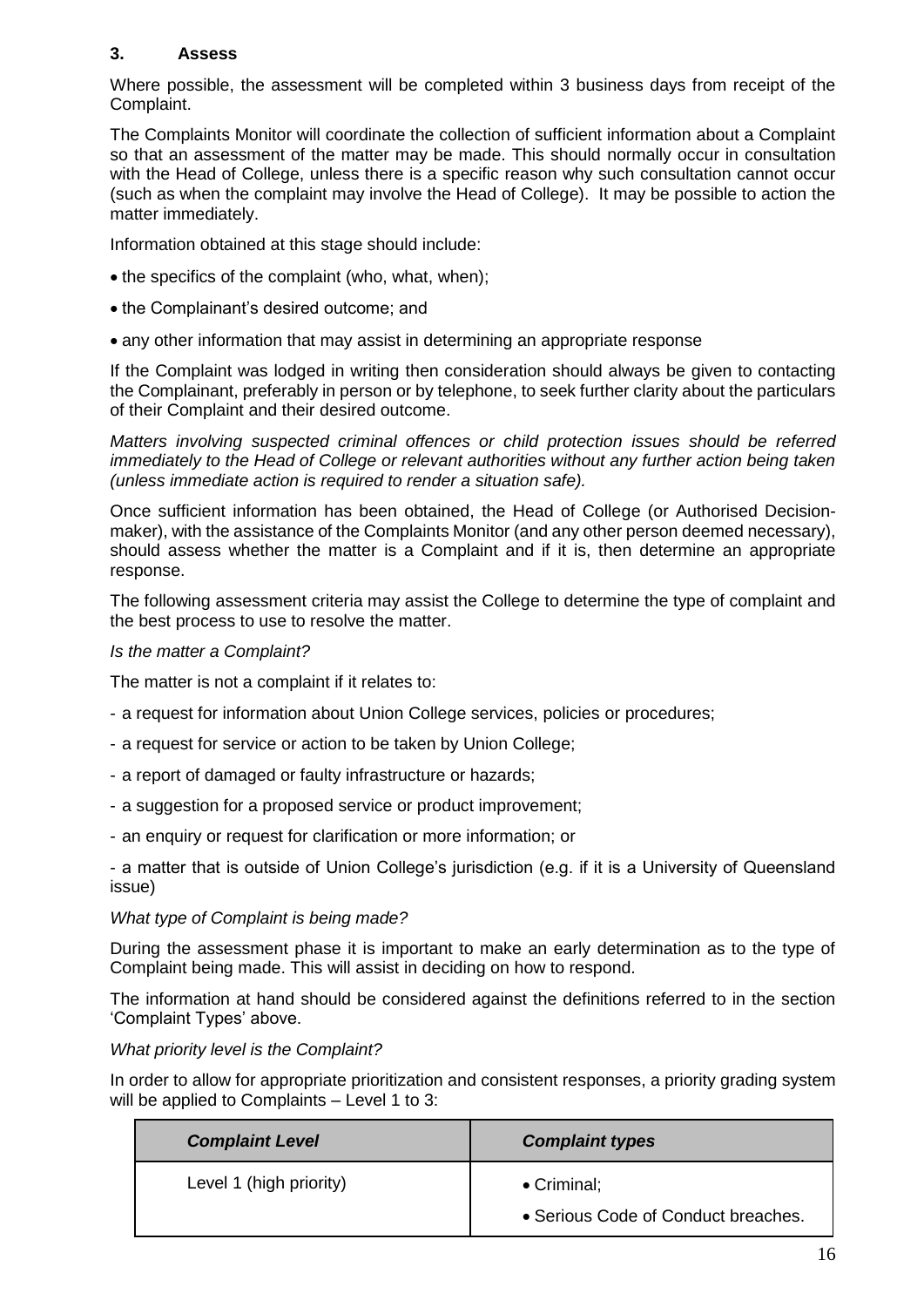### 3. Assess

Where possible, the assessment will be completed within 3 business days from receipt of the Complaint.

The Complaints Monitor will coordinate the collection of sufficient information about a Complaint so that an assessment of the matter may be made. This should normally occur in consultation with the Head of College, unless there is a specific reason why such consultation cannot occur (such as when the complaint may involve the Head of College). It may be possible to action the matter immediately.

Information obtained at this stage should include:

- the specifics of the complaint (who, what, when);
- the Complainant's desired outcome; and
- any other information that may assist in determining an appropriate response

If the Complaint was lodged in writing then consideration should always be given to contacting the Complainant, preferably in person or by telephone, to seek further clarity about the particulars of their Complaint and their desired outcome.

*Matters involving suspected criminal offences or child protection issues should be referred immediately to the Head of College or relevant authorities without any further action being taken (unless immediate action is required to render a situation safe).*

Once sufficient information has been obtained, the Head of College (or Authorised Decision-maker), with the assistance of the Complaints Monitor (and any other person deemed necessary), should assess whether the matter is a Complaint and if it is, then determine an appropriate response.

The following assessment criteria may assist the College to determine the type of complaint and the best process to use to resolve the matter.

*Is the matter a Complaint?*

The matter is not a complaint if it relates to:

- a request for information about Union College services, policies or procedures;
- a request for service or action to be taken by Union College;
- a report of damaged or faulty infrastructure or hazards;
- a suggestion for a proposed service or product improvement;
- an enquiry or request for clarification or more information; or
- a matter that is outside of Union College's jurisdiction (e.g. if it is a University of Queensland issue)

*What type of Complaint is being made?*

During the assessment phase it is important to make an early determination as to the type of Complaint being made. This will assist in deciding on how to respond.

The information at hand should be considered against the definitions referred to in the section 'Complaint Types' above.

*What priority level is the Complaint?*

In order to allow for appropriate prioritization and consistent responses, a priority grading system will be applied to Complaints – Level 1 to 3:

| ***Complaint Level*** | ***Complaint types*** |
|---|---|
| Level 1 (high priority) | • Criminal;<br>• Serious Code of Conduct breaches. |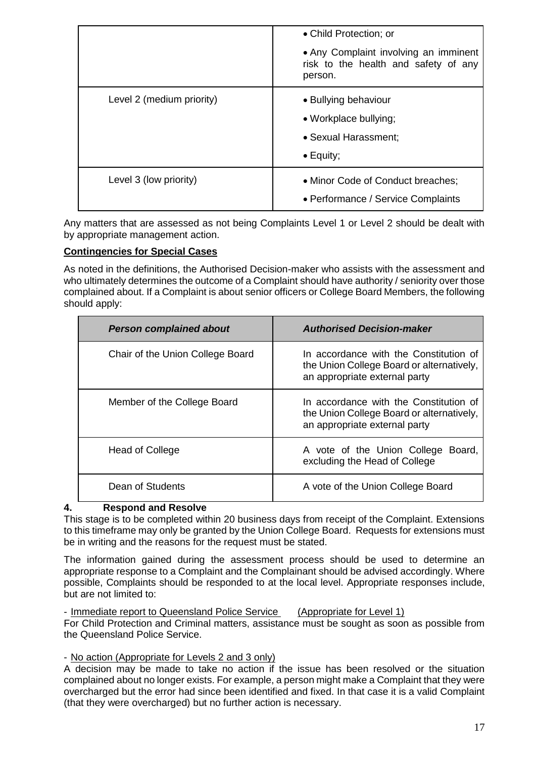| | |
|---|---|
| | • Child Protection; or<br>• Any Complaint involving an imminent risk to the health and safety of any person. |
| Level 2 (medium priority) | • Bullying behaviour<br>• Workplace bullying;<br>• Sexual Harassment;<br>• Equity; |
| Level 3 (low priority) | • Minor Code of Conduct breaches;<br>• Performance / Service Complaints |

Any matters that are assessed as not being Complaints Level 1 or Level 2 should be dealt with by appropriate management action.

**Contingencies for Special Cases**

As noted in the definitions, the Authorised Decision-maker who assists with the assessment and who ultimately determines the outcome of a Complaint should have authority / seniority over those complained about. If a Complaint is about senior officers or College Board Members, the following should apply:

| ***Person complained about*** | ***Authorised Decision-maker*** |
|---|---|
| Chair of the Union College Board | In accordance with the Constitution of the Union College Board or alternatively, an appropriate external party |
| Member of the College Board | In accordance with the Constitution of the Union College Board or alternatively, an appropriate external party |
| Head of College | A vote of the Union College Board, excluding the Head of College |
| Dean of Students | A vote of the Union College Board |

## 4. Respond and Resolve

This stage is to be completed within 20 business days from receipt of the Complaint. Extensions to this timeframe may only be granted by the Union College Board. Requests for extensions must be in writing and the reasons for the request must be stated.

The information gained during the assessment process should be used to determine an appropriate response to a Complaint and the Complainant should be advised accordingly. Where possible, Complaints should be responded to at the local level. Appropriate responses include, but are not limited to:

- Immediate report to Queensland Police Service (Appropriate for Level 1)

For Child Protection and Criminal matters, assistance must be sought as soon as possible from the Queensland Police Service.

- No action (Appropriate for Levels 2 and 3 only)

A decision may be made to take no action if the issue has been resolved or the situation complained about no longer exists. For example, a person might make a Complaint that they were overcharged but the error had since been identified and fixed. In that case it is a valid Complaint (that they were overcharged) but no further action is necessary.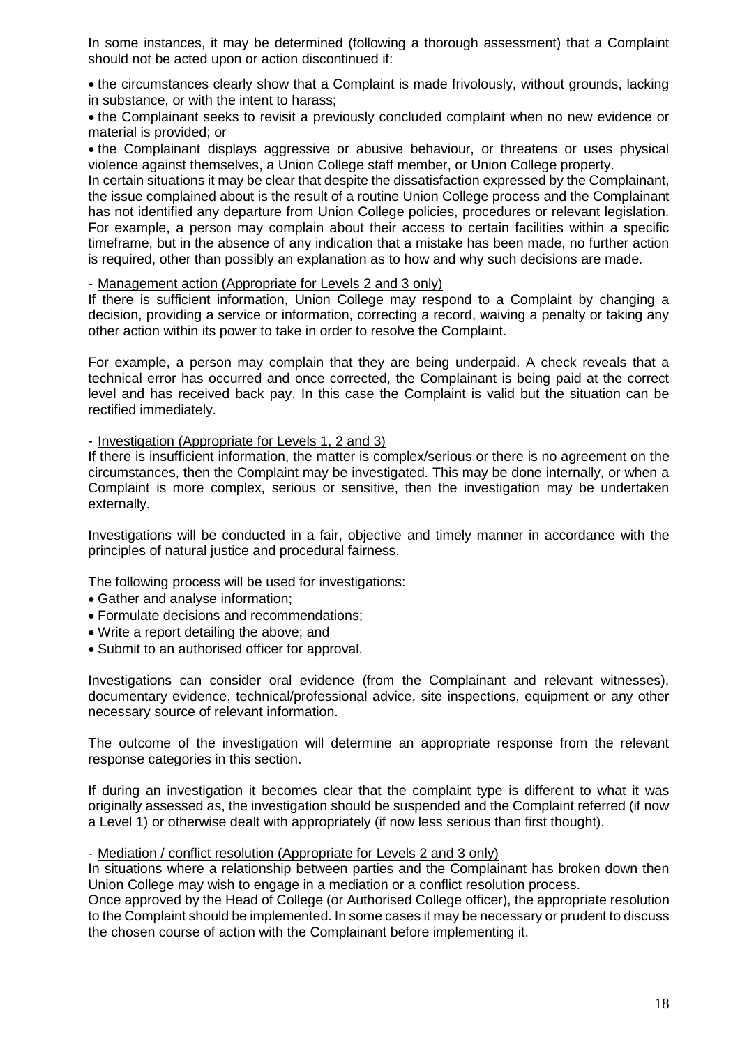In some instances, it may be determined (following a thorough assessment) that a Complaint should not be acted upon or action discontinued if:

- the circumstances clearly show that a Complaint is made frivolously, without grounds, lacking in substance, or with the intent to harass;
- the Complainant seeks to revisit a previously concluded complaint when no new evidence or material is provided; or
- the Complainant displays aggressive or abusive behaviour, or threatens or uses physical violence against themselves, a Union College staff member, or Union College property.

In certain situations it may be clear that despite the dissatisfaction expressed by the Complainant, the issue complained about is the result of a routine Union College process and the Complainant has not identified any departure from Union College policies, procedures or relevant legislation. For example, a person may complain about their access to certain facilities within a specific timeframe, but in the absence of any indication that a mistake has been made, no further action is required, other than possibly an explanation as to how and why such decisions are made.

- Management action (Appropriate for Levels 2 and 3 only)

If there is sufficient information, Union College may respond to a Complaint by changing a decision, providing a service or information, correcting a record, waiving a penalty or taking any other action within its power to take in order to resolve the Complaint.

For example, a person may complain that they are being underpaid. A check reveals that a technical error has occurred and once corrected, the Complainant is being paid at the correct level and has received back pay. In this case the Complaint is valid but the situation can be rectified immediately.

- Investigation (Appropriate for Levels 1, 2 and 3)

If there is insufficient information, the matter is complex/serious or there is no agreement on the circumstances, then the Complaint may be investigated. This may be done internally, or when a Complaint is more complex, serious or sensitive, then the investigation may be undertaken externally.

Investigations will be conducted in a fair, objective and timely manner in accordance with the principles of natural justice and procedural fairness.

The following process will be used for investigations:

- Gather and analyse information;
- Formulate decisions and recommendations;
- Write a report detailing the above; and
- Submit to an authorised officer for approval.

Investigations can consider oral evidence (from the Complainant and relevant witnesses), documentary evidence, technical/professional advice, site inspections, equipment or any other necessary source of relevant information.

The outcome of the investigation will determine an appropriate response from the relevant response categories in this section.

If during an investigation it becomes clear that the complaint type is different to what it was originally assessed as, the investigation should be suspended and the Complaint referred (if now a Level 1) or otherwise dealt with appropriately (if now less serious than first thought).

- Mediation / conflict resolution (Appropriate for Levels 2 and 3 only)

In situations where a relationship between parties and the Complainant has broken down then Union College may wish to engage in a mediation or a conflict resolution process.

Once approved by the Head of College (or Authorised College officer), the appropriate resolution to the Complaint should be implemented. In some cases it may be necessary or prudent to discuss the chosen course of action with the Complainant before implementing it.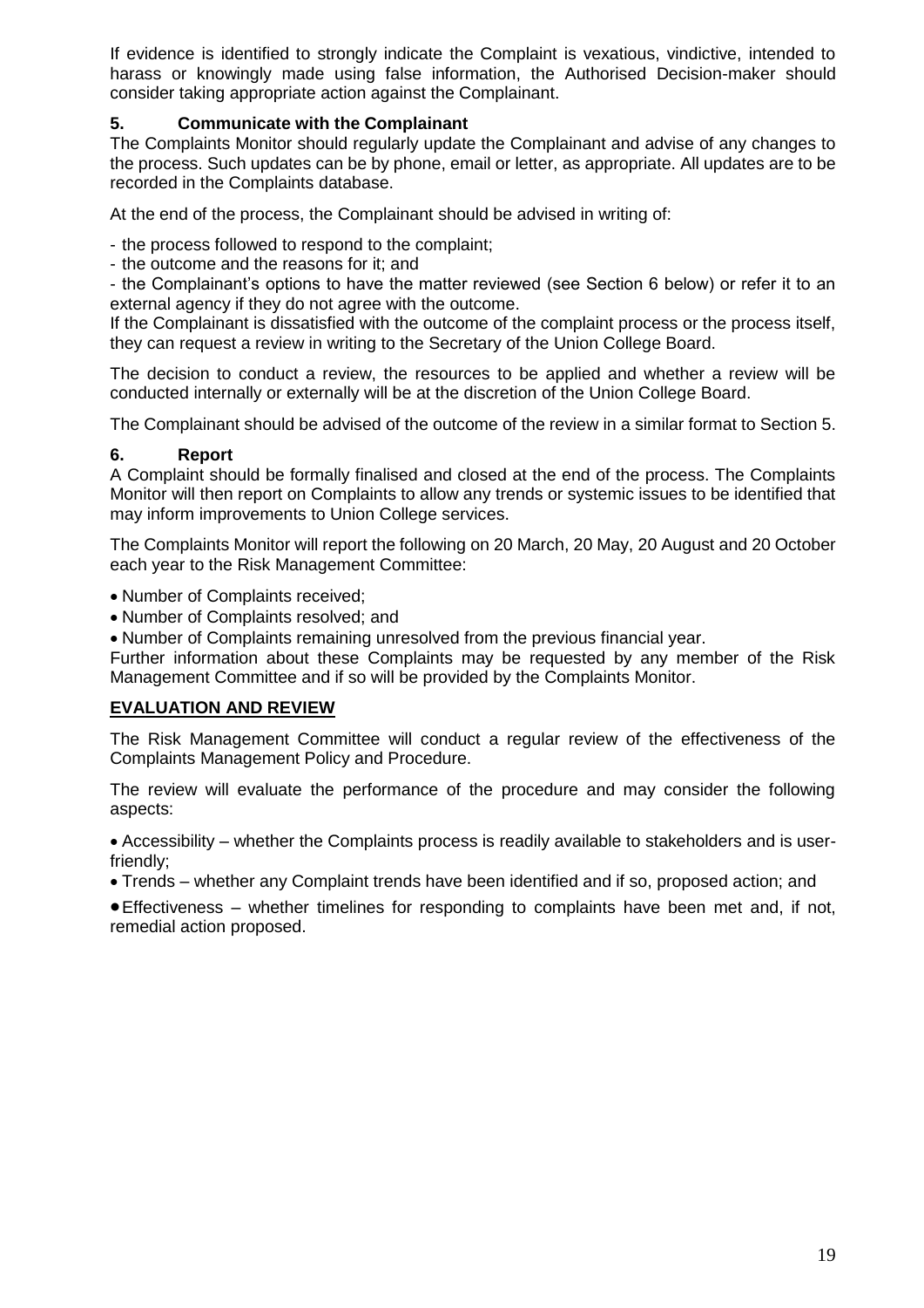If evidence is identified to strongly indicate the Complaint is vexatious, vindictive, intended to harass or knowingly made using false information, the Authorised Decision-maker should consider taking appropriate action against the Complainant.

### 5. Communicate with the Complainant

The Complaints Monitor should regularly update the Complainant and advise of any changes to the process. Such updates can be by phone, email or letter, as appropriate. All updates are to be recorded in the Complaints database.

At the end of the process, the Complainant should be advised in writing of:

- the process followed to respond to the complaint;
- the outcome and the reasons for it; and
- the Complainant's options to have the matter reviewed (see Section 6 below) or refer it to an external agency if they do not agree with the outcome.

If the Complainant is dissatisfied with the outcome of the complaint process or the process itself, they can request a review in writing to the Secretary of the Union College Board.

The decision to conduct a review, the resources to be applied and whether a review will be conducted internally or externally will be at the discretion of the Union College Board.

The Complainant should be advised of the outcome of the review in a similar format to Section 5.

### 6. Report

A Complaint should be formally finalised and closed at the end of the process. The Complaints Monitor will then report on Complaints to allow any trends or systemic issues to be identified that may inform improvements to Union College services.

The Complaints Monitor will report the following on 20 March, 20 May, 20 August and 20 October each year to the Risk Management Committee:

- Number of Complaints received;
- Number of Complaints resolved; and
- Number of Complaints remaining unresolved from the previous financial year.

Further information about these Complaints may be requested by any member of the Risk Management Committee and if so will be provided by the Complaints Monitor.

## EVALUATION AND REVIEW

The Risk Management Committee will conduct a regular review of the effectiveness of the Complaints Management Policy and Procedure.

The review will evaluate the performance of the procedure and may consider the following aspects:

- Accessibility – whether the Complaints process is readily available to stakeholders and is user-friendly;
- Trends – whether any Complaint trends have been identified and if so, proposed action; and
- Effectiveness – whether timelines for responding to complaints have been met and, if not, remedial action proposed.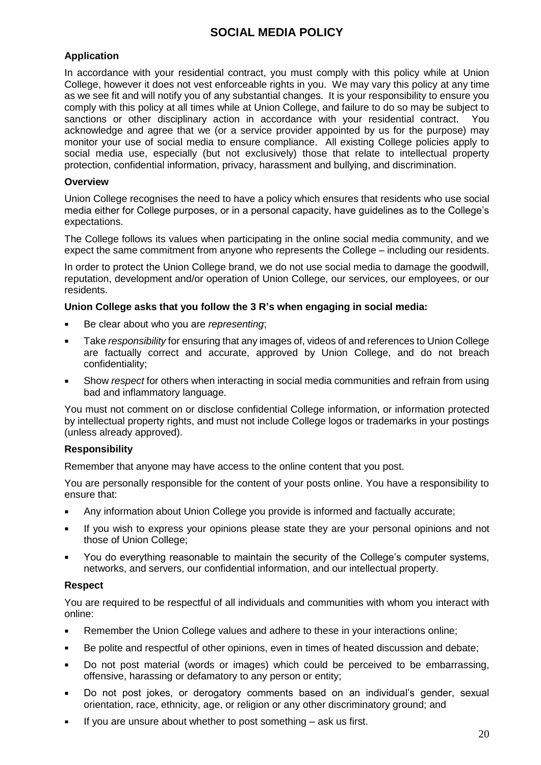# SOCIAL MEDIA POLICY

### Application

In accordance with your residential contract, you must comply with this policy while at Union College, however it does not vest enforceable rights in you. We may vary this policy at any time as we see fit and will notify you of any substantial changes. It is your responsibility to ensure you comply with this policy at all times while at Union College, and failure to do so may be subject to sanctions or other disciplinary action in accordance with your residential contract. You acknowledge and agree that we (or a service provider appointed by us for the purpose) may monitor your use of social media to ensure compliance. All existing College policies apply to social media use, especially (but not exclusively) those that relate to intellectual property protection, confidential information, privacy, harassment and bullying, and discrimination.

### Overview

Union College recognises the need to have a policy which ensures that residents who use social media either for College purposes, or in a personal capacity, have guidelines as to the College's expectations.

The College follows its values when participating in the online social media community, and we expect the same commitment from anyone who represents the College – including our residents.

In order to protect the Union College brand, we do not use social media to damage the goodwill, reputation, development and/or operation of Union College, our services, our employees, or our residents.

**Union College asks that you follow the 3 R's when engaging in social media:**

- Be clear about who you are *representing*;
- Take *responsibility* for ensuring that any images of, videos of and references to Union College are factually correct and accurate, approved by Union College, and do not breach confidentiality;
- Show *respect* for others when interacting in social media communities and refrain from using bad and inflammatory language.

You must not comment on or disclose confidential College information, or information protected by intellectual property rights, and must not include College logos or trademarks in your postings (unless already approved).

### Responsibility

Remember that anyone may have access to the online content that you post.

You are personally responsible for the content of your posts online. You have a responsibility to ensure that:

- Any information about Union College you provide is informed and factually accurate;
- If you wish to express your opinions please state they are your personal opinions and not those of Union College;
- You do everything reasonable to maintain the security of the College's computer systems, networks, and servers, our confidential information, and our intellectual property.

### Respect

You are required to be respectful of all individuals and communities with whom you interact with online:

- Remember the Union College values and adhere to these in your interactions online;
- Be polite and respectful of other opinions, even in times of heated discussion and debate;
- Do not post material (words or images) which could be perceived to be embarrassing, offensive, harassing or defamatory to any person or entity;
- Do not post jokes, or derogatory comments based on an individual's gender, sexual orientation, race, ethnicity, age, or religion or any other discriminatory ground; and
- If you are unsure about whether to post something – ask us first.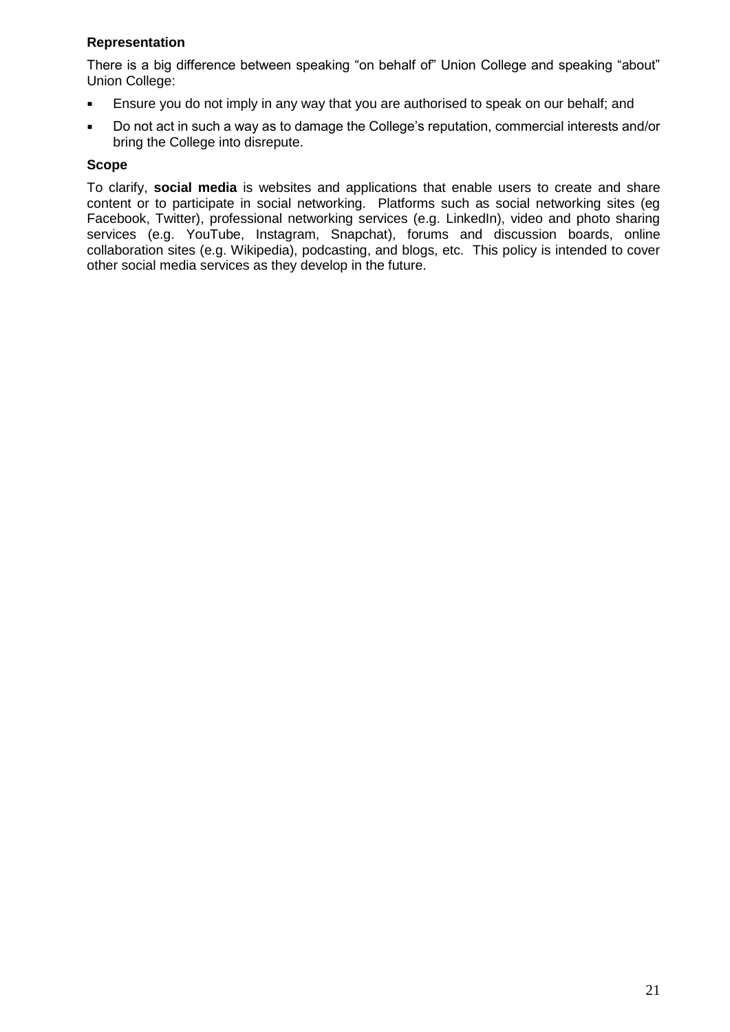**Representation**

There is a big difference between speaking "on behalf of" Union College and speaking "about" Union College:

- Ensure you do not imply in any way that you are authorised to speak on our behalf; and
- Do not act in such a way as to damage the College's reputation, commercial interests and/or bring the College into disrepute.

**Scope**

To clarify, **social media** is websites and applications that enable users to create and share content or to participate in social networking. Platforms such as social networking sites (eg Facebook, Twitter), professional networking services (e.g. LinkedIn), video and photo sharing services (e.g. YouTube, Instagram, Snapchat), forums and discussion boards, online collaboration sites (e.g. Wikipedia), podcasting, and blogs, etc. This policy is intended to cover other social media services as they develop in the future.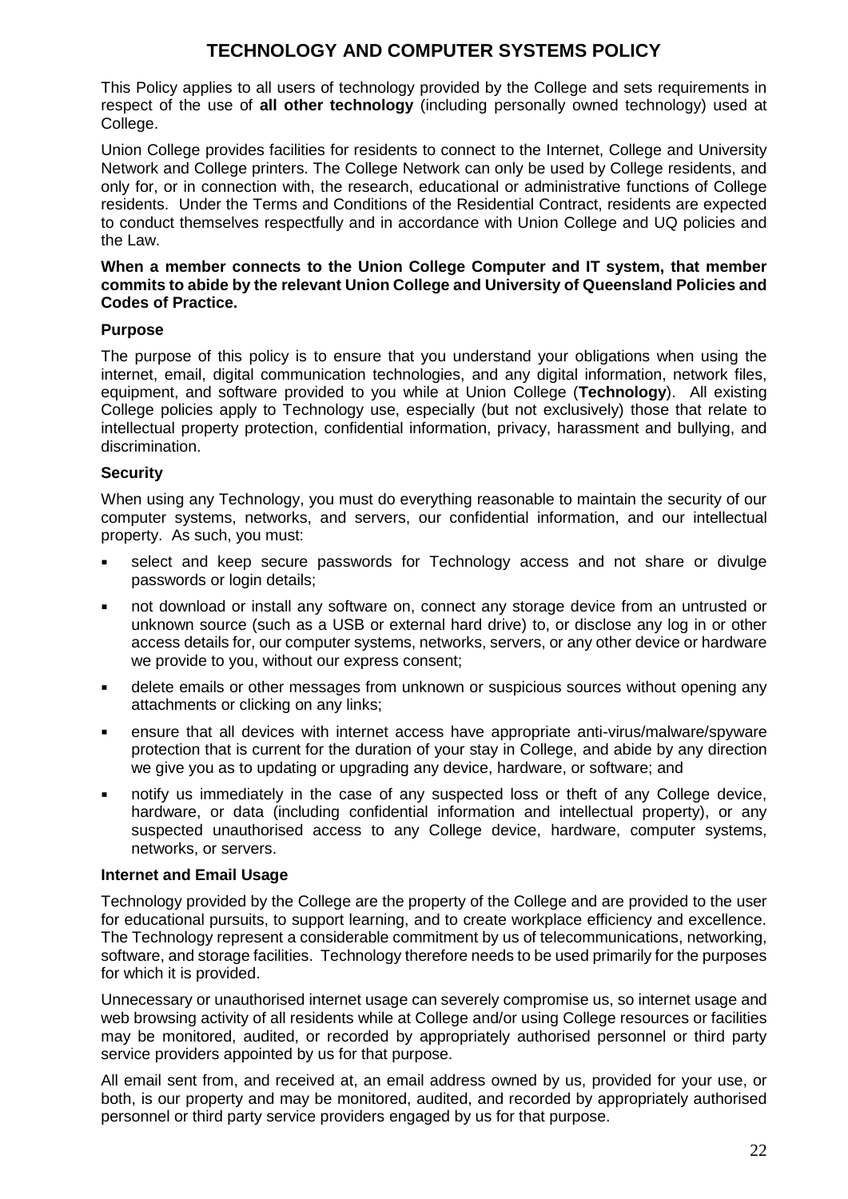# TECHNOLOGY AND COMPUTER SYSTEMS POLICY

This Policy applies to all users of technology provided by the College and sets requirements in respect of the use of **all other technology** (including personally owned technology) used at College.

Union College provides facilities for residents to connect to the Internet, College and University Network and College printers. The College Network can only be used by College residents, and only for, or in connection with, the research, educational or administrative functions of College residents. Under the Terms and Conditions of the Residential Contract, residents are expected to conduct themselves respectfully and in accordance with Union College and UQ policies and the Law.

**When a member connects to the Union College Computer and IT system, that member commits to abide by the relevant Union College and University of Queensland Policies and Codes of Practice.**

### Purpose

The purpose of this policy is to ensure that you understand your obligations when using the internet, email, digital communication technologies, and any digital information, network files, equipment, and software provided to you while at Union College (**Technology**). All existing College policies apply to Technology use, especially (but not exclusively) those that relate to intellectual property protection, confidential information, privacy, harassment and bullying, and discrimination.

### Security

When using any Technology, you must do everything reasonable to maintain the security of our computer systems, networks, and servers, our confidential information, and our intellectual property. As such, you must:

- select and keep secure passwords for Technology access and not share or divulge passwords or login details;
- not download or install any software on, connect any storage device from an untrusted or unknown source (such as a USB or external hard drive) to, or disclose any log in or other access details for, our computer systems, networks, servers, or any other device or hardware we provide to you, without our express consent;
- delete emails or other messages from unknown or suspicious sources without opening any attachments or clicking on any links;
- ensure that all devices with internet access have appropriate anti-virus/malware/spyware protection that is current for the duration of your stay in College, and abide by any direction we give you as to updating or upgrading any device, hardware, or software; and
- notify us immediately in the case of any suspected loss or theft of any College device, hardware, or data (including confidential information and intellectual property), or any suspected unauthorised access to any College device, hardware, computer systems, networks, or servers.

### Internet and Email Usage

Technology provided by the College are the property of the College and are provided to the user for educational pursuits, to support learning, and to create workplace efficiency and excellence. The Technology represent a considerable commitment by us of telecommunications, networking, software, and storage facilities. Technology therefore needs to be used primarily for the purposes for which it is provided.

Unnecessary or unauthorised internet usage can severely compromise us, so internet usage and web browsing activity of all residents while at College and/or using College resources or facilities may be monitored, audited, or recorded by appropriately authorised personnel or third party service providers appointed by us for that purpose.

All email sent from, and received at, an email address owned by us, provided for your use, or both, is our property and may be monitored, audited, and recorded by appropriately authorised personnel or third party service providers engaged by us for that purpose.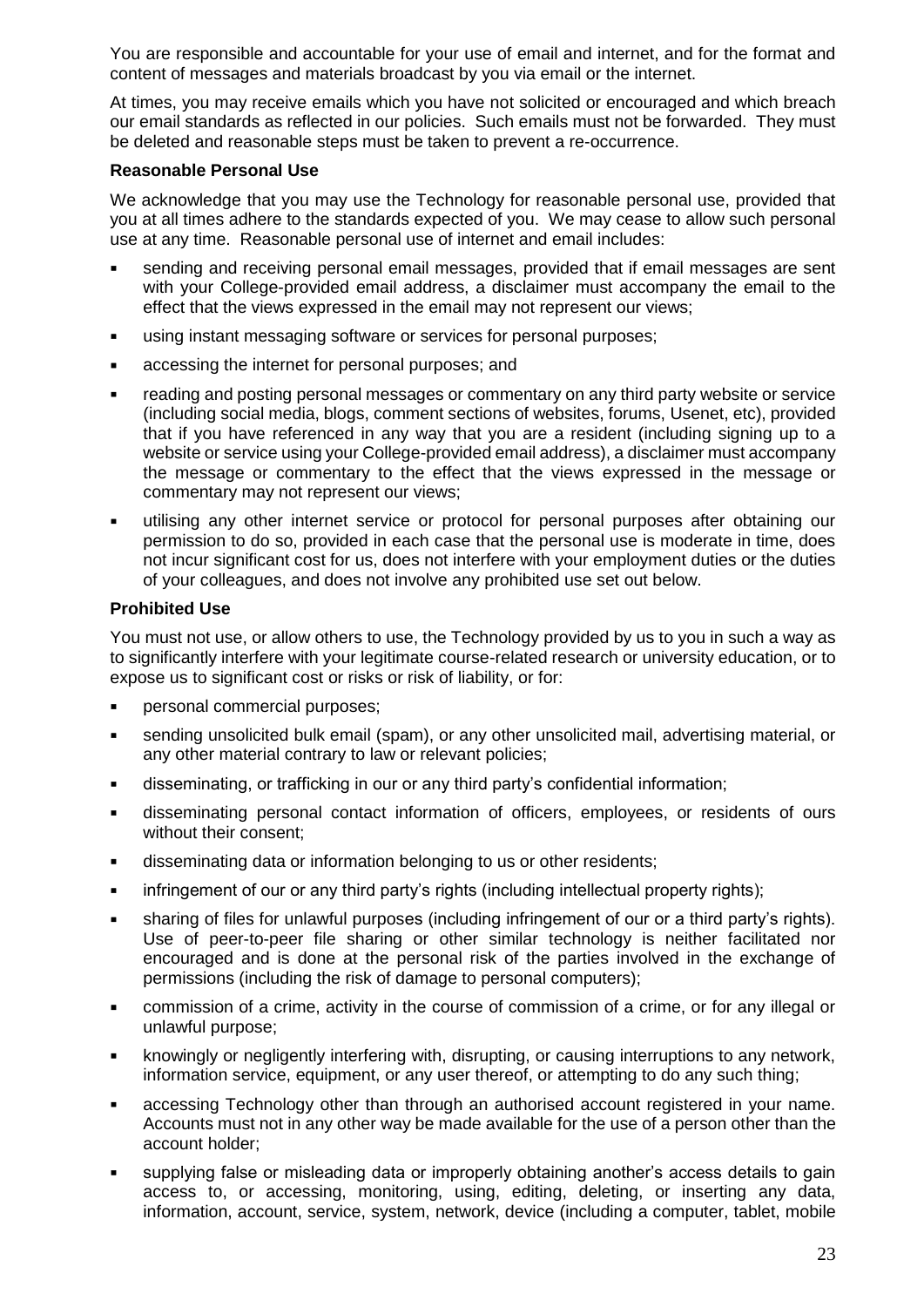You are responsible and accountable for your use of email and internet, and for the format and content of messages and materials broadcast by you via email or the internet.

At times, you may receive emails which you have not solicited or encouraged and which breach our email standards as reflected in our policies. Such emails must not be forwarded. They must be deleted and reasonable steps must be taken to prevent a re-occurrence.

**Reasonable Personal Use**

We acknowledge that you may use the Technology for reasonable personal use, provided that you at all times adhere to the standards expected of you. We may cease to allow such personal use at any time. Reasonable personal use of internet and email includes:

- sending and receiving personal email messages, provided that if email messages are sent with your College-provided email address, a disclaimer must accompany the email to the effect that the views expressed in the email may not represent our views;
- using instant messaging software or services for personal purposes;
- accessing the internet for personal purposes; and
- reading and posting personal messages or commentary on any third party website or service (including social media, blogs, comment sections of websites, forums, Usenet, etc), provided that if you have referenced in any way that you are a resident (including signing up to a website or service using your College-provided email address), a disclaimer must accompany the message or commentary to the effect that the views expressed in the message or commentary may not represent our views;
- utilising any other internet service or protocol for personal purposes after obtaining our permission to do so, provided in each case that the personal use is moderate in time, does not incur significant cost for us, does not interfere with your employment duties or the duties of your colleagues, and does not involve any prohibited use set out below.

**Prohibited Use**

You must not use, or allow others to use, the Technology provided by us to you in such a way as to significantly interfere with your legitimate course-related research or university education, or to expose us to significant cost or risks or risk of liability, or for:

- personal commercial purposes;
- sending unsolicited bulk email (spam), or any other unsolicited mail, advertising material, or any other material contrary to law or relevant policies;
- disseminating, or trafficking in our or any third party's confidential information;
- disseminating personal contact information of officers, employees, or residents of ours without their consent;
- disseminating data or information belonging to us or other residents;
- infringement of our or any third party's rights (including intellectual property rights);
- sharing of files for unlawful purposes (including infringement of our or a third party's rights). Use of peer-to-peer file sharing or other similar technology is neither facilitated nor encouraged and is done at the personal risk of the parties involved in the exchange of permissions (including the risk of damage to personal computers);
- commission of a crime, activity in the course of commission of a crime, or for any illegal or unlawful purpose;
- knowingly or negligently interfering with, disrupting, or causing interruptions to any network, information service, equipment, or any user thereof, or attempting to do any such thing;
- accessing Technology other than through an authorised account registered in your name. Accounts must not in any other way be made available for the use of a person other than the account holder;
- supplying false or misleading data or improperly obtaining another's access details to gain access to, or accessing, monitoring, using, editing, deleting, or inserting any data, information, account, service, system, network, device (including a computer, tablet, mobile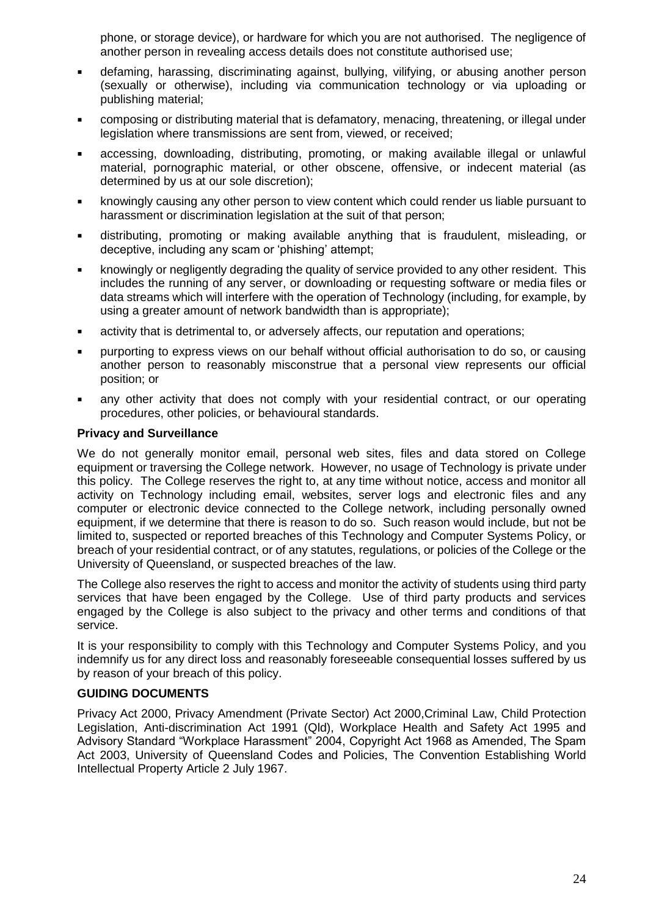phone, or storage device), or hardware for which you are not authorised. The negligence of another person in revealing access details does not constitute authorised use;

- defaming, harassing, discriminating against, bullying, vilifying, or abusing another person (sexually or otherwise), including via communication technology or via uploading or publishing material;
- composing or distributing material that is defamatory, menacing, threatening, or illegal under legislation where transmissions are sent from, viewed, or received;
- accessing, downloading, distributing, promoting, or making available illegal or unlawful material, pornographic material, or other obscene, offensive, or indecent material (as determined by us at our sole discretion);
- knowingly causing any other person to view content which could render us liable pursuant to harassment or discrimination legislation at the suit of that person;
- distributing, promoting or making available anything that is fraudulent, misleading, or deceptive, including any scam or 'phishing' attempt;
- knowingly or negligently degrading the quality of service provided to any other resident. This includes the running of any server, or downloading or requesting software or media files or data streams which will interfere with the operation of Technology (including, for example, by using a greater amount of network bandwidth than is appropriate);
- activity that is detrimental to, or adversely affects, our reputation and operations;
- purporting to express views on our behalf without official authorisation to do so, or causing another person to reasonably misconstrue that a personal view represents our official position; or
- any other activity that does not comply with your residential contract, or our operating procedures, other policies, or behavioural standards.

**Privacy and Surveillance**

We do not generally monitor email, personal web sites, files and data stored on College equipment or traversing the College network. However, no usage of Technology is private under this policy. The College reserves the right to, at any time without notice, access and monitor all activity on Technology including email, websites, server logs and electronic files and any computer or electronic device connected to the College network, including personally owned equipment, if we determine that there is reason to do so. Such reason would include, but not be limited to, suspected or reported breaches of this Technology and Computer Systems Policy, or breach of your residential contract, or of any statutes, regulations, or policies of the College or the University of Queensland, or suspected breaches of the law.

The College also reserves the right to access and monitor the activity of students using third party services that have been engaged by the College. Use of third party products and services engaged by the College is also subject to the privacy and other terms and conditions of that service.

It is your responsibility to comply with this Technology and Computer Systems Policy, and you indemnify us for any direct loss and reasonably foreseeable consequential losses suffered by us by reason of your breach of this policy.

**GUIDING DOCUMENTS**

Privacy Act 2000, Privacy Amendment (Private Sector) Act 2000,Criminal Law, Child Protection Legislation, Anti-discrimination Act 1991 (Qld), Workplace Health and Safety Act 1995 and Advisory Standard "Workplace Harassment" 2004, Copyright Act 1968 as Amended, The Spam Act 2003, University of Queensland Codes and Policies, The Convention Establishing World Intellectual Property Article 2 July 1967.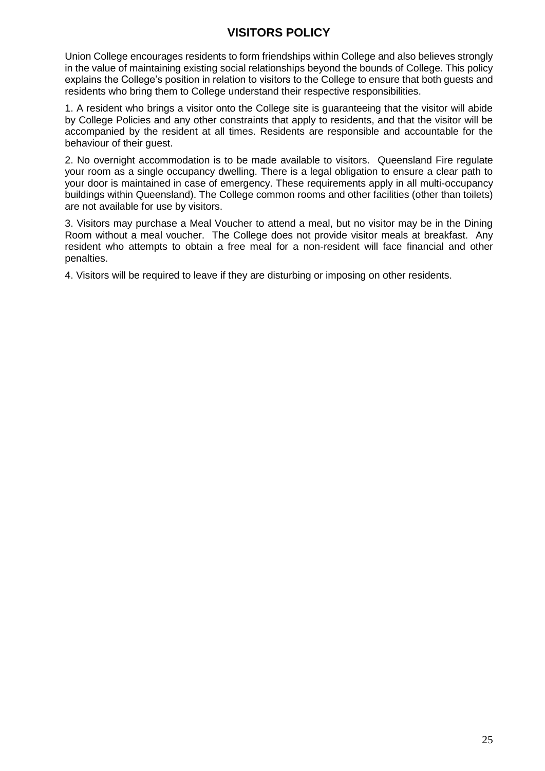# VISITORS POLICY

Union College encourages residents to form friendships within College and also believes strongly in the value of maintaining existing social relationships beyond the bounds of College. This policy explains the College's position in relation to visitors to the College to ensure that both guests and residents who bring them to College understand their respective responsibilities.

1. A resident who brings a visitor onto the College site is guaranteeing that the visitor will abide by College Policies and any other constraints that apply to residents, and that the visitor will be accompanied by the resident at all times. Residents are responsible and accountable for the behaviour of their guest.

2. No overnight accommodation is to be made available to visitors. Queensland Fire regulate your room as a single occupancy dwelling. There is a legal obligation to ensure a clear path to your door is maintained in case of emergency. These requirements apply in all multi-occupancy buildings within Queensland). The College common rooms and other facilities (other than toilets) are not available for use by visitors.

3. Visitors may purchase a Meal Voucher to attend a meal, but no visitor may be in the Dining Room without a meal voucher. The College does not provide visitor meals at breakfast. Any resident who attempts to obtain a free meal for a non-resident will face financial and other penalties.

4. Visitors will be required to leave if they are disturbing or imposing on other residents.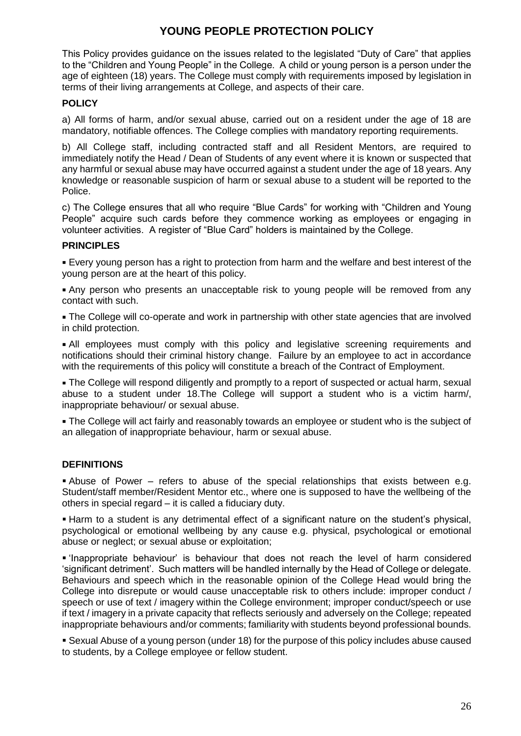# YOUNG PEOPLE PROTECTION POLICY

This Policy provides guidance on the issues related to the legislated "Duty of Care" that applies to the "Children and Young People" in the College. A child or young person is a person under the age of eighteen (18) years. The College must comply with requirements imposed by legislation in terms of their living arrangements at College, and aspects of their care.

## POLICY

a) All forms of harm, and/or sexual abuse, carried out on a resident under the age of 18 are mandatory, notifiable offences. The College complies with mandatory reporting requirements.

b) All College staff, including contracted staff and all Resident Mentors, are required to immediately notify the Head / Dean of Students of any event where it is known or suspected that any harmful or sexual abuse may have occurred against a student under the age of 18 years. Any knowledge or reasonable suspicion of harm or sexual abuse to a student will be reported to the Police.

c) The College ensures that all who require "Blue Cards" for working with "Children and Young People" acquire such cards before they commence working as employees or engaging in volunteer activities. A register of "Blue Card" holders is maintained by the College.

## PRINCIPLES

- Every young person has a right to protection from harm and the welfare and best interest of the young person are at the heart of this policy.
- Any person who presents an unacceptable risk to young people will be removed from any contact with such.
- The College will co-operate and work in partnership with other state agencies that are involved in child protection.
- All employees must comply with this policy and legislative screening requirements and notifications should their criminal history change. Failure by an employee to act in accordance with the requirements of this policy will constitute a breach of the Contract of Employment.
- The College will respond diligently and promptly to a report of suspected or actual harm, sexual abuse to a student under 18.The College will support a student who is a victim harm/, inappropriate behaviour/ or sexual abuse.
- The College will act fairly and reasonably towards an employee or student who is the subject of an allegation of inappropriate behaviour, harm or sexual abuse.

## DEFINITIONS

- Abuse of Power – refers to abuse of the special relationships that exists between e.g. Student/staff member/Resident Mentor etc., where one is supposed to have the wellbeing of the others in special regard – it is called a fiduciary duty.
- Harm to a student is any detrimental effect of a significant nature on the student's physical, psychological or emotional wellbeing by any cause e.g. physical, psychological or emotional abuse or neglect; or sexual abuse or exploitation;
- 'Inappropriate behaviour' is behaviour that does not reach the level of harm considered 'significant detriment'. Such matters will be handled internally by the Head of College or delegate. Behaviours and speech which in the reasonable opinion of the College Head would bring the College into disrepute or would cause unacceptable risk to others include: improper conduct / speech or use of text / imagery within the College environment; improper conduct/speech or use if text / imagery in a private capacity that reflects seriously and adversely on the College; repeated inappropriate behaviours and/or comments; familiarity with students beyond professional bounds.
- Sexual Abuse of a young person (under 18) for the purpose of this policy includes abuse caused to students, by a College employee or fellow student.